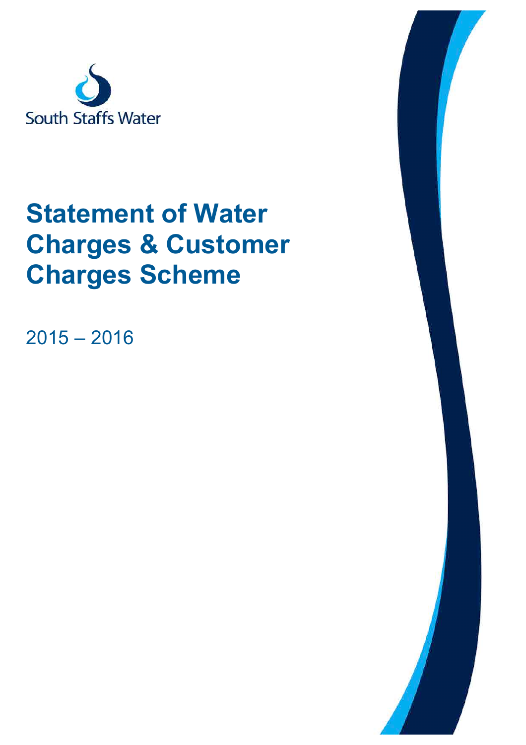South Staffs Water

# Statement of Water Charges & Customer Charges Scheme

2015 – 2016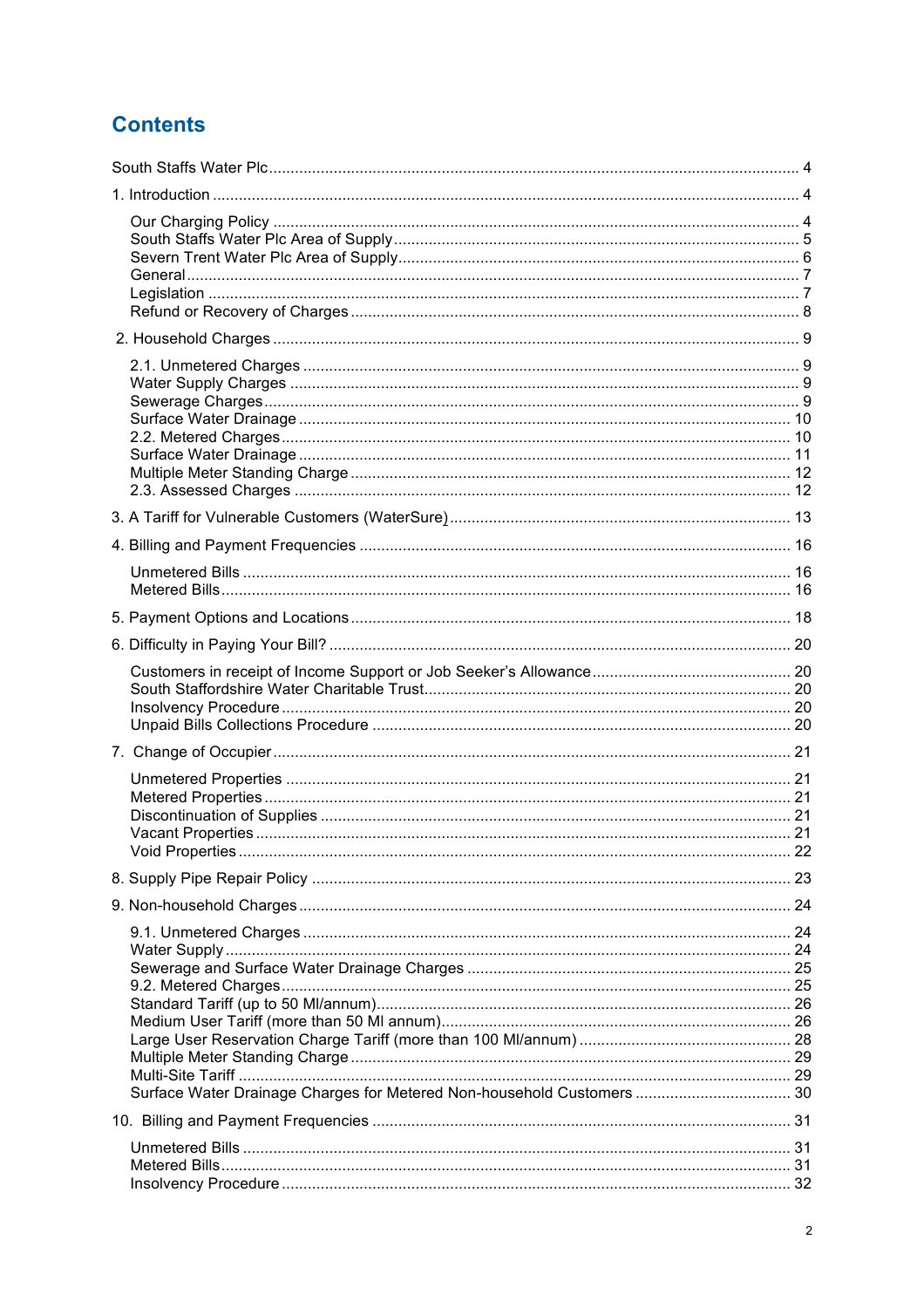# Contents

South Staffs Water Plc ........................................................................................................... 4

1. Introduction ........................................................................................................................ 4

   Our Charging Policy ......................................................................................................... 4
   South Staffs Water Plc Area of Supply ............................................................................. 5
   Severn Trent Water Plc Area of Supply ............................................................................ 6
   General ............................................................................................................................ 7
   Legislation ....................................................................................................................... 7
   Refund or Recovery of Charges ....................................................................................... 8

2. Household Charges .......................................................................................................... 9

   2.1. Unmetered Charges .................................................................................................. 9
   Water Supply Charges ..................................................................................................... 9
   Sewerage Charges ........................................................................................................... 9
   Surface Water Drainage ................................................................................................. 10
   2.2. Metered Charges ..................................................................................................... 10
   Surface Water Drainage ................................................................................................. 11
   Multiple Meter Standing Charge ..................................................................................... 12
   2.3. Assessed Charges ................................................................................................... 12

3. A Tariff for Vulnerable Customers (WaterSure) ............................................................... 13

4. Billing and Payment Frequencies .................................................................................... 16

   Unmetered Bills ............................................................................................................. 16
   Metered Bills ................................................................................................................... 16

5. Payment Options and Locations ...................................................................................... 18

6. Difficulty in Paying Your Bill? .......................................................................................... 20

   Customers in receipt of Income Support or Job Seeker's Allowance .............................. 20
   South Staffordshire Water Charitable Trust ..................................................................... 20
   Insolvency Procedure ..................................................................................................... 20
   Unpaid Bills Collections Procedure ................................................................................ 20

7. Change of Occupier ........................................................................................................ 21

   Unmetered Properties .................................................................................................... 21
   Metered Properties ......................................................................................................... 21
   Discontinuation of Supplies ............................................................................................ 21
   Vacant Properties ........................................................................................................... 21
   Void Properties ............................................................................................................... 22

8. Supply Pipe Repair Policy ............................................................................................... 23

9. Non-household Charges .................................................................................................. 24

   9.1. Unmetered Charges ................................................................................................. 24
   Water Supply .................................................................................................................. 24
   Sewerage and Surface Water Drainage Charges ............................................................ 25
   9.2. Metered Charges ..................................................................................................... 25
   Standard Tariff (up to 50 Ml/annum) ............................................................................... 26
   Medium User Tariff (more than 50 Ml annum) ................................................................. 26
   Large User Reservation Charge Tariff (more than 100 Ml/annum) .................................. 28
   Multiple Meter Standing Charge ..................................................................................... 29
   Multi-Site Tariff ............................................................................................................... 29
   Surface Water Drainage Charges for Metered Non-household Customers ..................... 30

10. Billing and Payment Frequencies .................................................................................. 31

   Unmetered Bills ............................................................................................................. 31
   Metered Bills ................................................................................................................... 31
   Insolvency Procedure ..................................................................................................... 32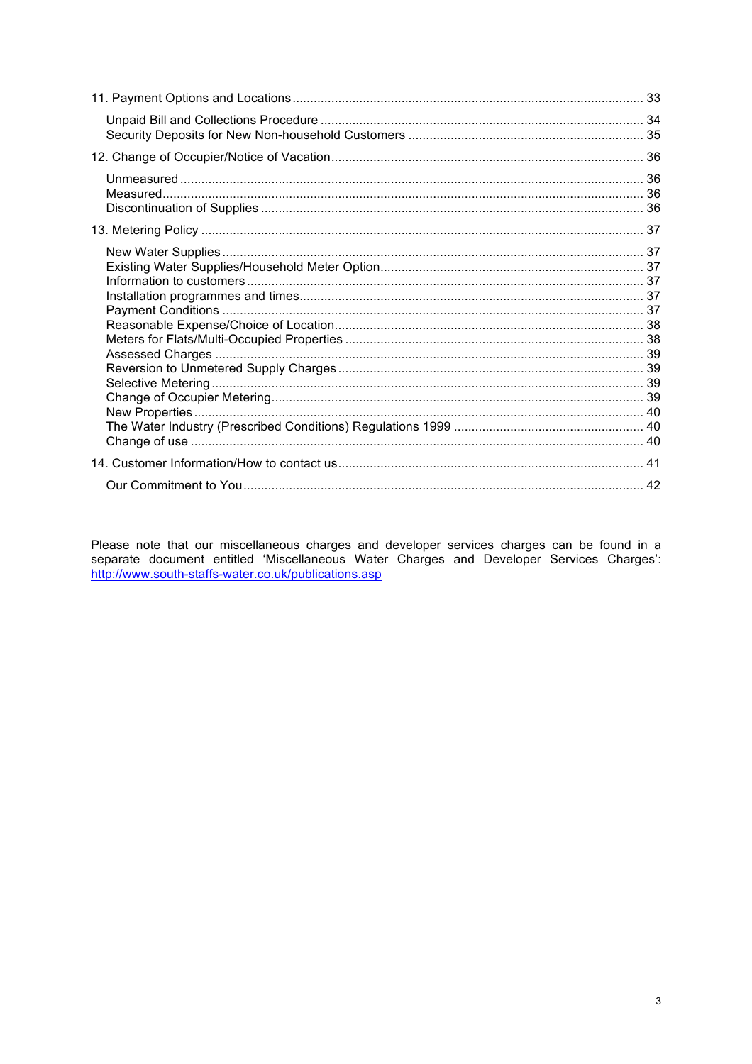11. Payment Options and Locations .......... 33

  Unpaid Bill and Collections Procedure .......... 34
  Security Deposits for New Non-household Customers .......... 35

12. Change of Occupier/Notice of Vacation .......... 36

  Unmeasured .......... 36
  Measured .......... 36
  Discontinuation of Supplies .......... 36

13. Metering Policy .......... 37

  New Water Supplies .......... 37
  Existing Water Supplies/Household Meter Option .......... 37
  Information to customers .......... 37
  Installation programmes and times .......... 37
  Payment Conditions .......... 37
  Reasonable Expense/Choice of Location .......... 38
  Meters for Flats/Multi-Occupied Properties .......... 38
  Assessed Charges .......... 39
  Reversion to Unmetered Supply Charges .......... 39
  Selective Metering .......... 39
  Change of Occupier Metering .......... 39
  New Properties .......... 40
  The Water Industry (Prescribed Conditions) Regulations 1999 .......... 40
  Change of use .......... 40

14. Customer Information/How to contact us .......... 41

  Our Commitment to You .......... 42

Please note that our miscellaneous charges and developer services charges can be found in a separate document entitled 'Miscellaneous Water Charges and Developer Services Charges': http://www.south-staffs-water.co.uk/publications.asp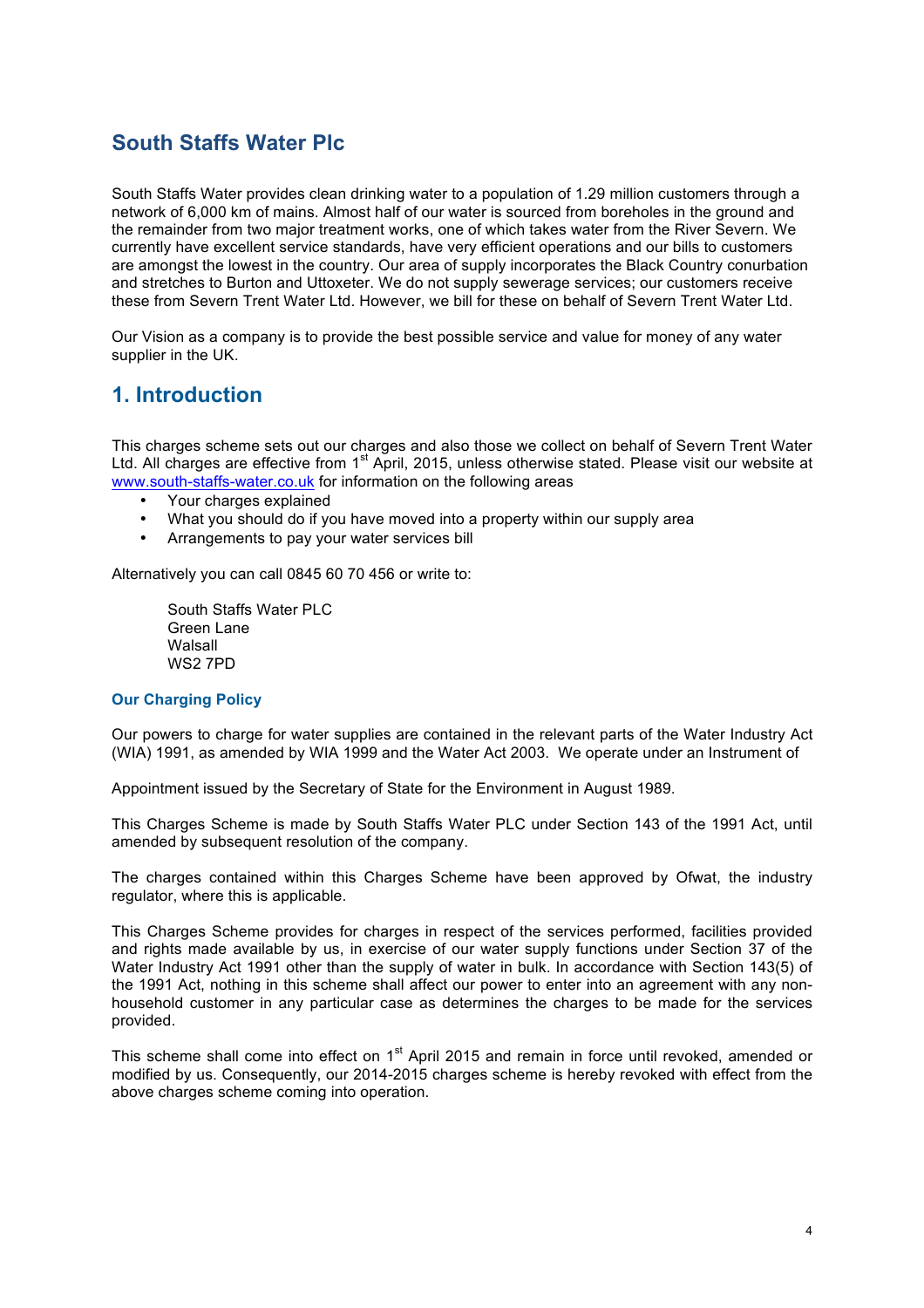# South Staffs Water Plc

South Staffs Water provides clean drinking water to a population of 1.29 million customers through a network of 6,000 km of mains. Almost half of our water is sourced from boreholes in the ground and the remainder from two major treatment works, one of which takes water from the River Severn. We currently have excellent service standards, have very efficient operations and our bills to customers are amongst the lowest in the country. Our area of supply incorporates the Black Country conurbation and stretches to Burton and Uttoxeter. We do not supply sewerage services; our customers receive these from Severn Trent Water Ltd. However, we bill for these on behalf of Severn Trent Water Ltd.

Our Vision as a company is to provide the best possible service and value for money of any water supplier in the UK.

## 1. Introduction

This charges scheme sets out our charges and also those we collect on behalf of Severn Trent Water Ltd. All charges are effective from 1st April, 2015, unless otherwise stated. Please visit our website at www.south-staffs-water.co.uk for information on the following areas

- Your charges explained
- What you should do if you have moved into a property within our supply area
- Arrangements to pay your water services bill

Alternatively you can call 0845 60 70 456 or write to:

South Staffs Water PLC
Green Lane
Walsall
WS2 7PD

### Our Charging Policy

Our powers to charge for water supplies are contained in the relevant parts of the Water Industry Act (WIA) 1991, as amended by WIA 1999 and the Water Act 2003. We operate under an Instrument of

Appointment issued by the Secretary of State for the Environment in August 1989.

This Charges Scheme is made by South Staffs Water PLC under Section 143 of the 1991 Act, until amended by subsequent resolution of the company.

The charges contained within this Charges Scheme have been approved by Ofwat, the industry regulator, where this is applicable.

This Charges Scheme provides for charges in respect of the services performed, facilities provided and rights made available by us, in exercise of our water supply functions under Section 37 of the Water Industry Act 1991 other than the supply of water in bulk. In accordance with Section 143(5) of the 1991 Act, nothing in this scheme shall affect our power to enter into an agreement with any non-household customer in any particular case as determines the charges to be made for the services provided.

This scheme shall come into effect on 1st April 2015 and remain in force until revoked, amended or modified by us. Consequently, our 2014-2015 charges scheme is hereby revoked with effect from the above charges scheme coming into operation.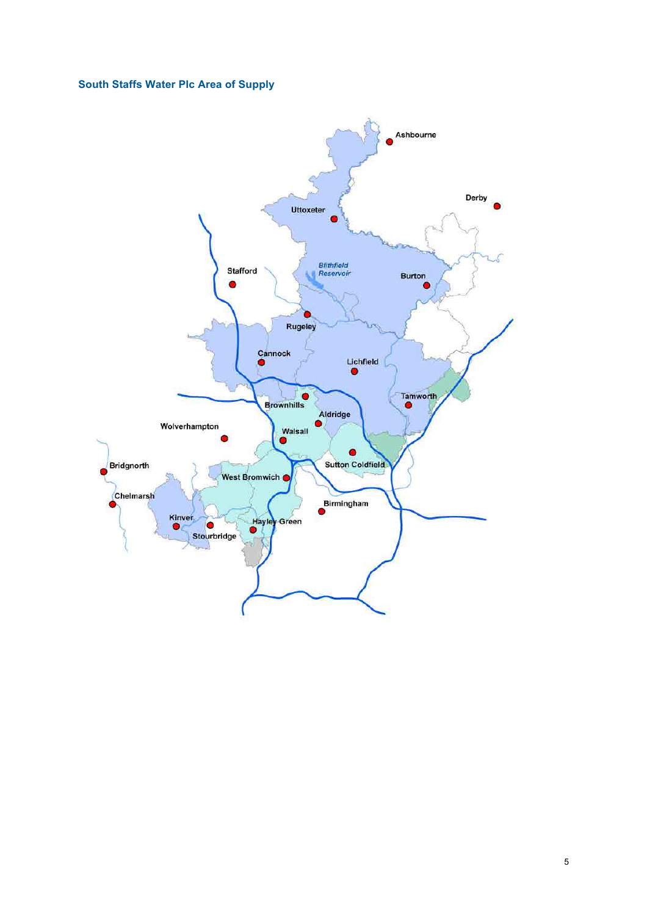## South Staffs Water Plc Area of Supply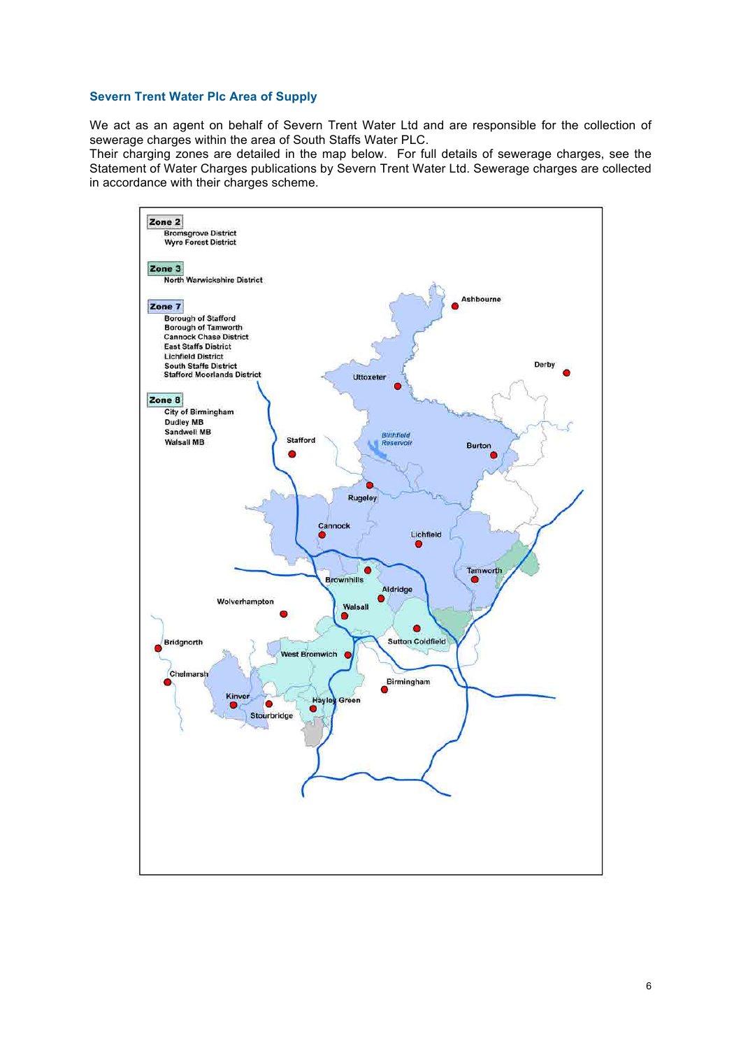## Severn Trent Water Plc Area of Supply

We act as an agent on behalf of Severn Trent Water Ltd and are responsible for the collection of sewerage charges within the area of South Staffs Water PLC.
Their charging zones are detailed in the map below. For full details of sewerage charges, see the Statement of Water Charges publications by Severn Trent Water Ltd. Sewerage charges are collected in accordance with their charges scheme.

**Zone 2**
Bromsgrove District
Wyre Forest District

**Zone 3**
North Warwickshire District

**Zone 7**
Borough of Stafford
Borough of Tamworth
Cannock Chase District
East Staffs District
Lichfield District
South Staffs District
Stafford Moorlands District

**Zone 8**
City of Birmingham
Dudley MB
Sandwell MB
Walsall MB

Ashbourne, Derby, Uttoxeter, Blithfield Reservoir, Stafford, Burton, Rugeley, Cannock, Lichfield, Brownhills, Tamworth, Aldridge, Wolverhampton, Walsall, Bridgnorth, Sutton Coldfield, West Bromwich, Chelmarsh, Birmingham, Kinver, Hayley Green, Stourbridge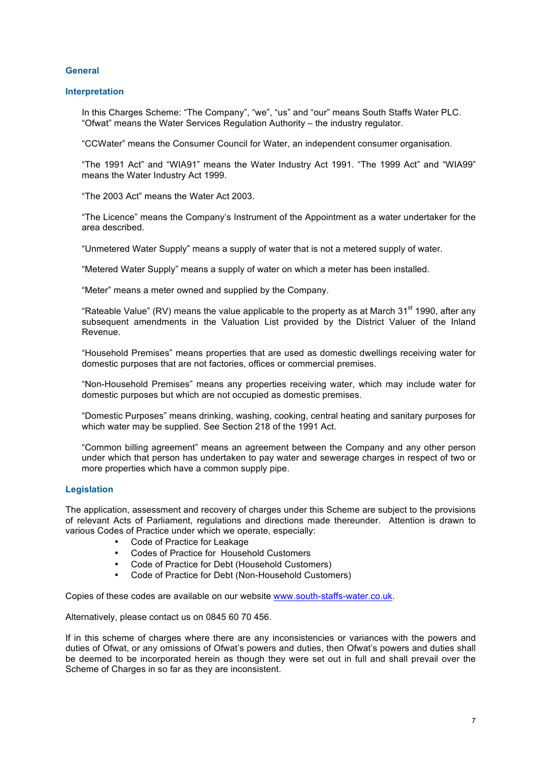## General

### Interpretation

In this Charges Scheme: "The Company", "we", "us" and "our" means South Staffs Water PLC. "Ofwat" means the Water Services Regulation Authority – the industry regulator.

"CCWater" means the Consumer Council for Water, an independent consumer organisation.

"The 1991 Act" and "WIA91" means the Water Industry Act 1991. "The 1999 Act" and "WIA99" means the Water Industry Act 1999.

"The 2003 Act" means the Water Act 2003.

"The Licence" means the Company's Instrument of the Appointment as a water undertaker for the area described.

"Unmetered Water Supply" means a supply of water that is not a metered supply of water.

"Metered Water Supply" means a supply of water on which a meter has been installed.

"Meter" means a meter owned and supplied by the Company.

"Rateable Value" (RV) means the value applicable to the property as at March 31st 1990, after any subsequent amendments in the Valuation List provided by the District Valuer of the Inland Revenue.

"Household Premises" means properties that are used as domestic dwellings receiving water for domestic purposes that are not factories, offices or commercial premises.

"Non-Household Premises" means any properties receiving water, which may include water for domestic purposes but which are not occupied as domestic premises.

"Domestic Purposes" means drinking, washing, cooking, central heating and sanitary purposes for which water may be supplied. See Section 218 of the 1991 Act.

"Common billing agreement" means an agreement between the Company and any other person under which that person has undertaken to pay water and sewerage charges in respect of two or more properties which have a common supply pipe.

### Legislation

The application, assessment and recovery of charges under this Scheme are subject to the provisions of relevant Acts of Parliament, regulations and directions made thereunder. Attention is drawn to various Codes of Practice under which we operate, especially:

- Code of Practice for Leakage
- Codes of Practice for Household Customers
- Code of Practice for Debt (Household Customers)
- Code of Practice for Debt (Non-Household Customers)

Copies of these codes are available on our website www.south-staffs-water.co.uk.

Alternatively, please contact us on 0845 60 70 456.

If in this scheme of charges where there are any inconsistencies or variances with the powers and duties of Ofwat, or any omissions of Ofwat's powers and duties, then Ofwat's powers and duties shall be deemed to be incorporated herein as though they were set out in full and shall prevail over the Scheme of Charges in so far as they are inconsistent.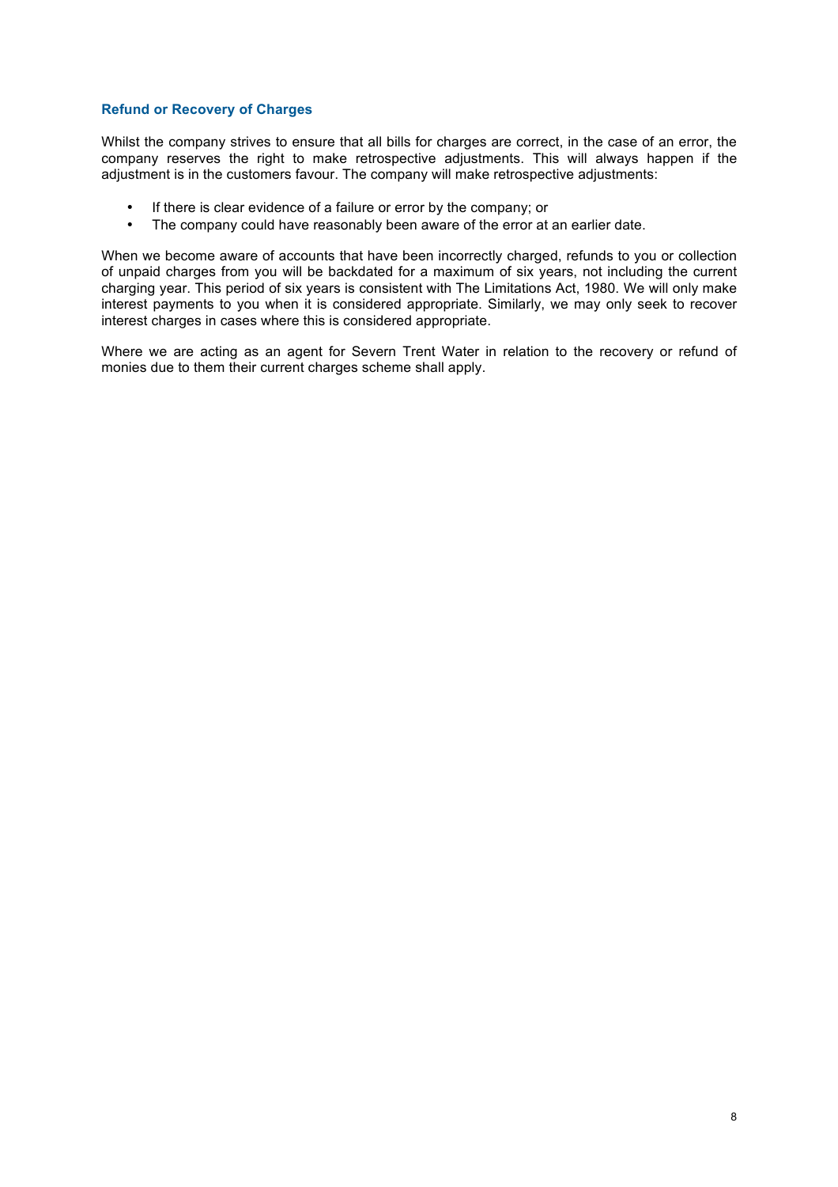### Refund or Recovery of Charges

Whilst the company strives to ensure that all bills for charges are correct, in the case of an error, the company reserves the right to make retrospective adjustments. This will always happen if the adjustment is in the customers favour. The company will make retrospective adjustments:

- If there is clear evidence of a failure or error by the company; or
- The company could have reasonably been aware of the error at an earlier date.

When we become aware of accounts that have been incorrectly charged, refunds to you or collection of unpaid charges from you will be backdated for a maximum of six years, not including the current charging year. This period of six years is consistent with The Limitations Act, 1980. We will only make interest payments to you when it is considered appropriate. Similarly, we may only seek to recover interest charges in cases where this is considered appropriate.

Where we are acting as an agent for Severn Trent Water in relation to the recovery or refund of monies due to them their current charges scheme shall apply.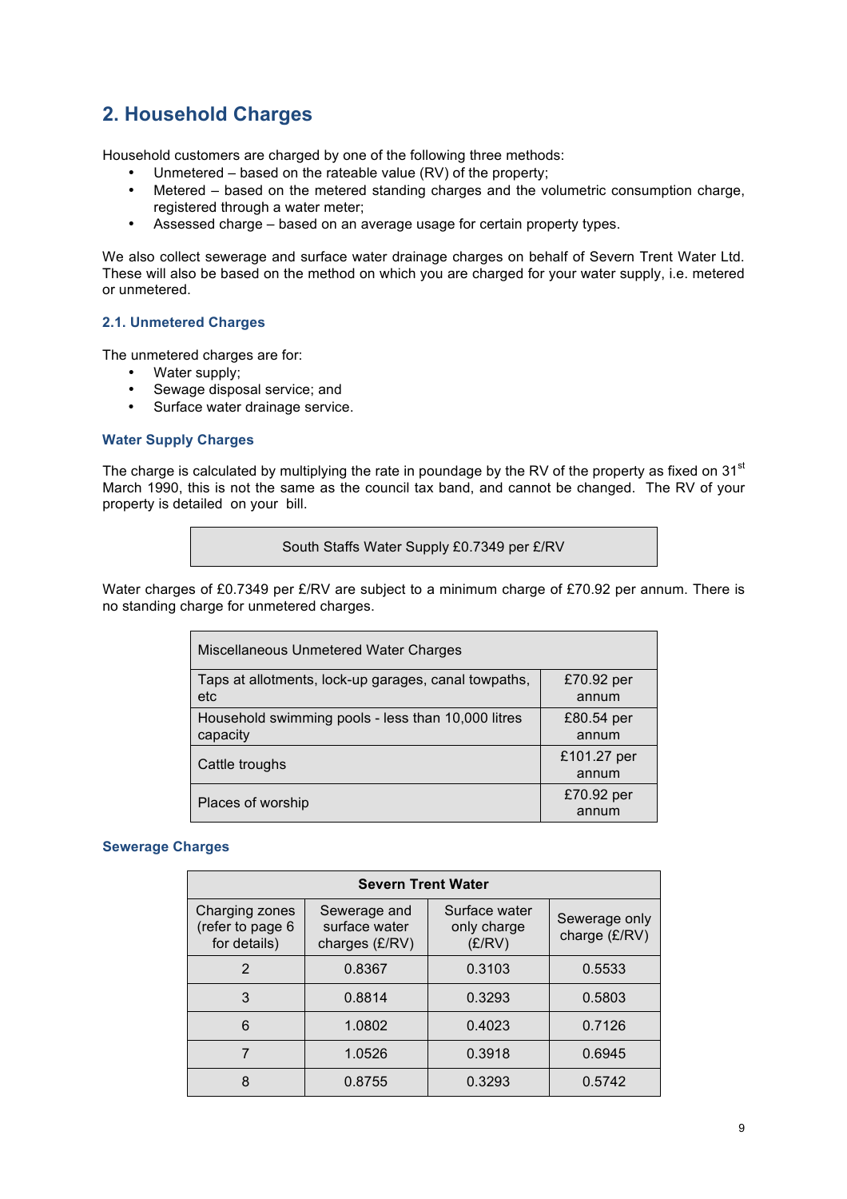## 2. Household Charges

Household customers are charged by one of the following three methods:

- Unmetered – based on the rateable value (RV) of the property;
- Metered – based on the metered standing charges and the volumetric consumption charge, registered through a water meter;
- Assessed charge – based on an average usage for certain property types.

We also collect sewerage and surface water drainage charges on behalf of Severn Trent Water Ltd. These will also be based on the method on which you are charged for your water supply, i.e. metered or unmetered.

### 2.1. Unmetered Charges

The unmetered charges are for:

- Water supply;
- Sewage disposal service; and
- Surface water drainage service.

#### Water Supply Charges

The charge is calculated by multiplying the rate in poundage by the RV of the property as fixed on 31st March 1990, this is not the same as the council tax band, and cannot be changed. The RV of your property is detailed on your bill.

| South Staffs Water Supply £0.7349 per £/RV |
|---|

Water charges of £0.7349 per £/RV are subject to a minimum charge of £70.92 per annum. There is no standing charge for unmetered charges.

| Miscellaneous Unmetered Water Charges | |
|---|---|
| Taps at allotments, lock-up garages, canal towpaths, etc | £70.92 per annum |
| Household swimming pools - less than 10,000 litres capacity | £80.54 per annum |
| Cattle troughs | £101.27 per annum |
| Places of worship | £70.92 per annum |

#### Sewerage Charges

| Severn Trent Water | | | |
|---|---|---|---|
| Charging zones (refer to page 6 for details) | Sewerage and surface water charges (£/RV) | Surface water only charge (£/RV) | Sewerage only charge (£/RV) |
| 2 | 0.8367 | 0.3103 | 0.5533 |
| 3 | 0.8814 | 0.3293 | 0.5803 |
| 6 | 1.0802 | 0.4023 | 0.7126 |
| 7 | 1.0526 | 0.3918 | 0.6945 |
| 8 | 0.8755 | 0.3293 | 0.5742 |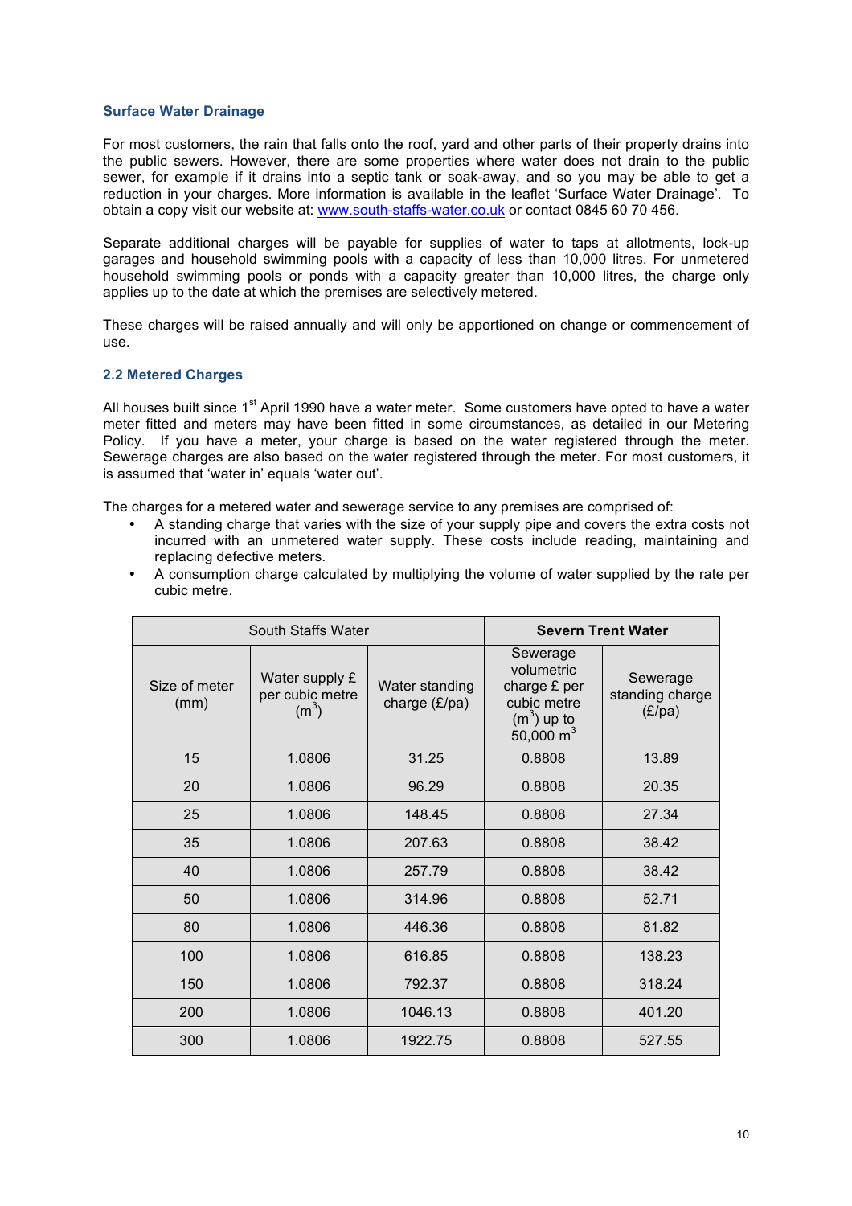### Surface Water Drainage

For most customers, the rain that falls onto the roof, yard and other parts of their property drains into the public sewers. However, there are some properties where water does not drain to the public sewer, for example if it drains into a septic tank or soak-away, and so you may be able to get a reduction in your charges. More information is available in the leaflet 'Surface Water Drainage'. To obtain a copy visit our website at: www.south-staffs-water.co.uk or contact 0845 60 70 456.

Separate additional charges will be payable for supplies of water to taps at allotments, lock-up garages and household swimming pools with a capacity of less than 10,000 litres. For unmetered household swimming pools or ponds with a capacity greater than 10,000 litres, the charge only applies up to the date at which the premises are selectively metered.

These charges will be raised annually and will only be apportioned on change or commencement of use.

### 2.2 Metered Charges

All houses built since 1st April 1990 have a water meter. Some customers have opted to have a water meter fitted and meters may have been fitted in some circumstances, as detailed in our Metering Policy. If you have a meter, your charge is based on the water registered through the meter. Sewerage charges are also based on the water registered through the meter. For most customers, it is assumed that 'water in' equals 'water out'.

The charges for a metered water and sewerage service to any premises are comprised of:

- A standing charge that varies with the size of your supply pipe and covers the extra costs not incurred with an unmetered water supply. These costs include reading, maintaining and replacing defective meters.
- A consumption charge calculated by multiplying the volume of water supplied by the rate per cubic metre.

| South Staffs Water | | | **Severn Trent Water** | |
|---|---|---|---|---|
| Size of meter (mm) | Water supply £ per cubic metre ($m^3$) | Water standing charge (£/pa) | Sewerage volumetric charge £ per cubic metre ($m^3$) up to 50,000 $m^3$ | Sewerage standing charge (£/pa) |
| 15 | 1.0806 | 31.25 | 0.8808 | 13.89 |
| 20 | 1.0806 | 96.29 | 0.8808 | 20.35 |
| 25 | 1.0806 | 148.45 | 0.8808 | 27.34 |
| 35 | 1.0806 | 207.63 | 0.8808 | 38.42 |
| 40 | 1.0806 | 257.79 | 0.8808 | 38.42 |
| 50 | 1.0806 | 314.96 | 0.8808 | 52.71 |
| 80 | 1.0806 | 446.36 | 0.8808 | 81.82 |
| 100 | 1.0806 | 616.85 | 0.8808 | 138.23 |
| 150 | 1.0806 | 792.37 | 0.8808 | 318.24 |
| 200 | 1.0806 | 1046.13 | 0.8808 | 401.20 |
| 300 | 1.0806 | 1922.75 | 0.8808 | 527.55 |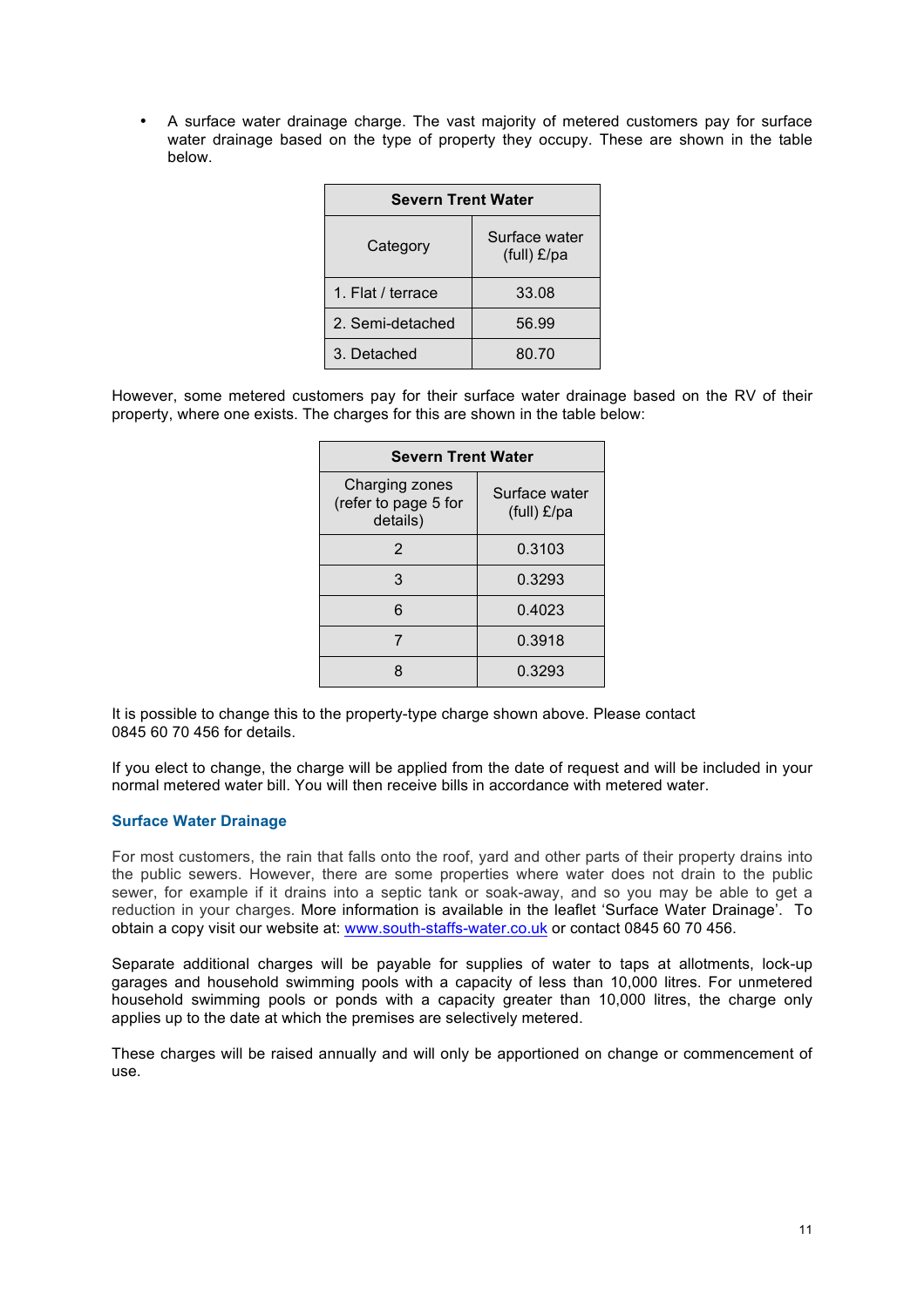- A surface water drainage charge. The vast majority of metered customers pay for surface water drainage based on the type of property they occupy. These are shown in the table below.

| Severn Trent Water | |
|---|---|
| Category | Surface water (full) £/pa |
| 1. Flat / terrace | 33.08 |
| 2. Semi-detached | 56.99 |
| 3. Detached | 80.70 |

However, some metered customers pay for their surface water drainage based on the RV of their property, where one exists. The charges for this are shown in the table below:

| Severn Trent Water | |
|---|---|
| Charging zones (refer to page 5 for details) | Surface water (full) £/pa |
| 2 | 0.3103 |
| 3 | 0.3293 |
| 6 | 0.4023 |
| 7 | 0.3918 |
| 8 | 0.3293 |

It is possible to change this to the property-type charge shown above. Please contact 0845 60 70 456 for details.

If you elect to change, the charge will be applied from the date of request and will be included in your normal metered water bill. You will then receive bills in accordance with metered water.

### Surface Water Drainage

For most customers, the rain that falls onto the roof, yard and other parts of their property drains into the public sewers. However, there are some properties where water does not drain to the public sewer, for example if it drains into a septic tank or soak-away, and so you may be able to get a reduction in your charges. More information is available in the leaflet 'Surface Water Drainage'. To obtain a copy visit our website at: www.south-staffs-water.co.uk or contact 0845 60 70 456.

Separate additional charges will be payable for supplies of water to taps at allotments, lock-up garages and household swimming pools with a capacity of less than 10,000 litres. For unmetered household swimming pools or ponds with a capacity greater than 10,000 litres, the charge only applies up to the date at which the premises are selectively metered.

These charges will be raised annually and will only be apportioned on change or commencement of use.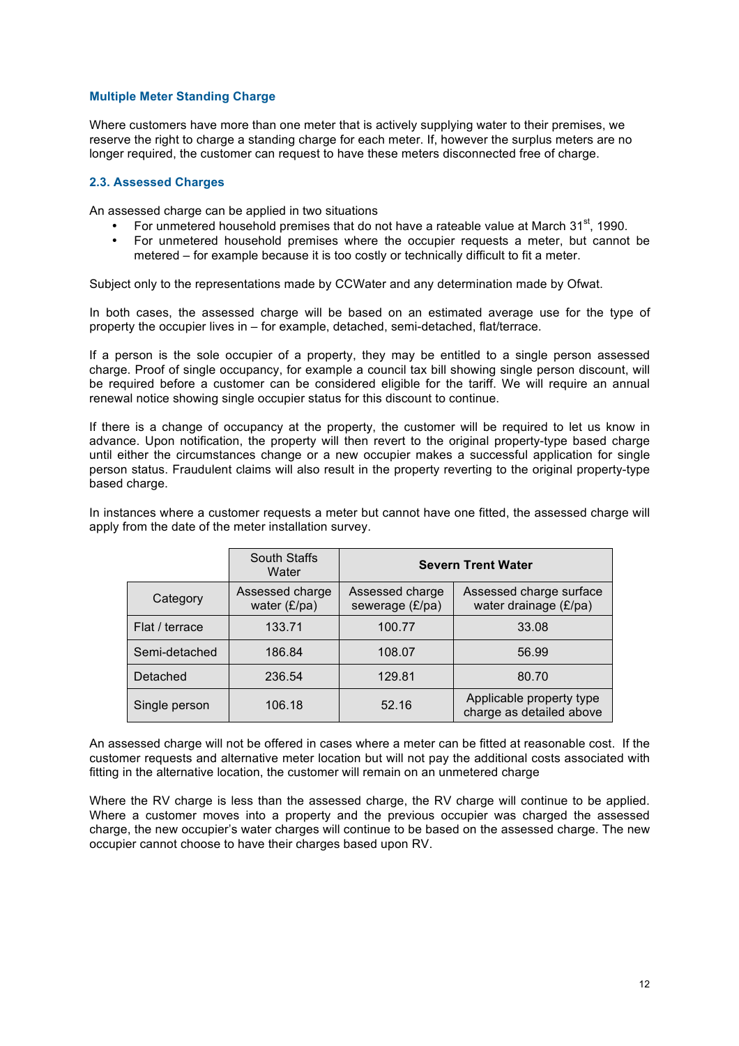### Multiple Meter Standing Charge

Where customers have more than one meter that is actively supplying water to their premises, we reserve the right to charge a standing charge for each meter. If, however the surplus meters are no longer required, the customer can request to have these meters disconnected free of charge.

### 2.3. Assessed Charges

An assessed charge can be applied in two situations

- For unmetered household premises that do not have a rateable value at March 31st, 1990.
- For unmetered household premises where the occupier requests a meter, but cannot be metered – for example because it is too costly or technically difficult to fit a meter.

Subject only to the representations made by CCWater and any determination made by Ofwat.

In both cases, the assessed charge will be based on an estimated average use for the type of property the occupier lives in – for example, detached, semi-detached, flat/terrace.

If a person is the sole occupier of a property, they may be entitled to a single person assessed charge. Proof of single occupancy, for example a council tax bill showing single person discount, will be required before a customer can be considered eligible for the tariff. We will require an annual renewal notice showing single occupier status for this discount to continue.

If there is a change of occupancy at the property, the customer will be required to let us know in advance. Upon notification, the property will then revert to the original property-type based charge until either the circumstances change or a new occupier makes a successful application for single person status. Fraudulent claims will also result in the property reverting to the original property-type based charge.

In instances where a customer requests a meter but cannot have one fitted, the assessed charge will apply from the date of the meter installation survey.

| | South Staffs Water | **Severn Trent Water** | |
|---|---|---|---|
| Category | Assessed charge water (£/pa) | Assessed charge sewerage (£/pa) | Assessed charge surface water drainage (£/pa) |
| Flat / terrace | 133.71 | 100.77 | 33.08 |
| Semi-detached | 186.84 | 108.07 | 56.99 |
| Detached | 236.54 | 129.81 | 80.70 |
| Single person | 106.18 | 52.16 | Applicable property type charge as detailed above |

An assessed charge will not be offered in cases where a meter can be fitted at reasonable cost. If the customer requests and alternative meter location but will not pay the additional costs associated with fitting in the alternative location, the customer will remain on an unmetered charge

Where the RV charge is less than the assessed charge, the RV charge will continue to be applied. Where a customer moves into a property and the previous occupier was charged the assessed charge, the new occupier's water charges will continue to be based on the assessed charge. The new occupier cannot choose to have their charges based upon RV.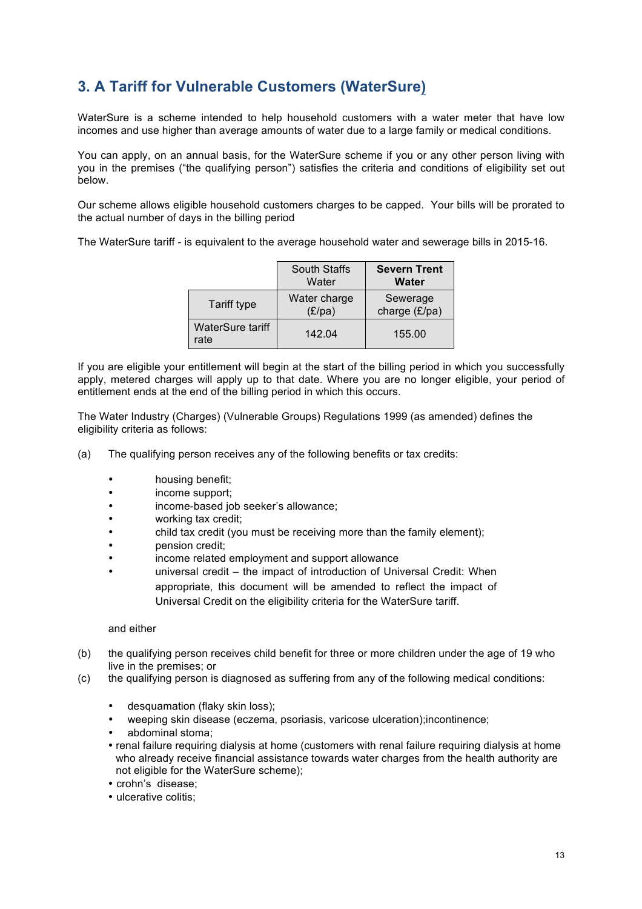## 3. A Tariff for Vulnerable Customers (WaterSure)

WaterSure is a scheme intended to help household customers with a water meter that have low incomes and use higher than average amounts of water due to a large family or medical conditions.

You can apply, on an annual basis, for the WaterSure scheme if you or any other person living with you in the premises ("the qualifying person") satisfies the criteria and conditions of eligibility set out below.

Our scheme allows eligible household customers charges to be capped. Your bills will be prorated to the actual number of days in the billing period

The WaterSure tariff - is equivalent to the average household water and sewerage bills in 2015-16.

| | South Staffs Water | **Severn Trent Water** |
|---|---|---|
| Tariff type | Water charge (£/pa) | Sewerage charge (£/pa) |
| WaterSure tariff rate | 142.04 | 155.00 |

If you are eligible your entitlement will begin at the start of the billing period in which you successfully apply, metered charges will apply up to that date. Where you are no longer eligible, your period of entitlement ends at the end of the billing period in which this occurs.

The Water Industry (Charges) (Vulnerable Groups) Regulations 1999 (as amended) defines the eligibility criteria as follows:

(a) The qualifying person receives any of the following benefits or tax credits:

- housing benefit;
- income support;
- income-based job seeker's allowance;
- working tax credit;
- child tax credit (you must be receiving more than the family element);
- pension credit;
- income related employment and support allowance
- universal credit – the impact of introduction of Universal Credit: When appropriate, this document will be amended to reflect the impact of Universal Credit on the eligibility criteria for the WaterSure tariff.

and either

(b) the qualifying person receives child benefit for three or more children under the age of 19 who live in the premises; or

(c) the qualifying person is diagnosed as suffering from any of the following medical conditions:

- desquamation (flaky skin loss);
- weeping skin disease (eczema, psoriasis, varicose ulceration);incontinence;
- abdominal stoma;
- renal failure requiring dialysis at home (customers with renal failure requiring dialysis at home who already receive financial assistance towards water charges from the health authority are not eligible for the WaterSure scheme);
- crohn's disease;
- ulcerative colitis;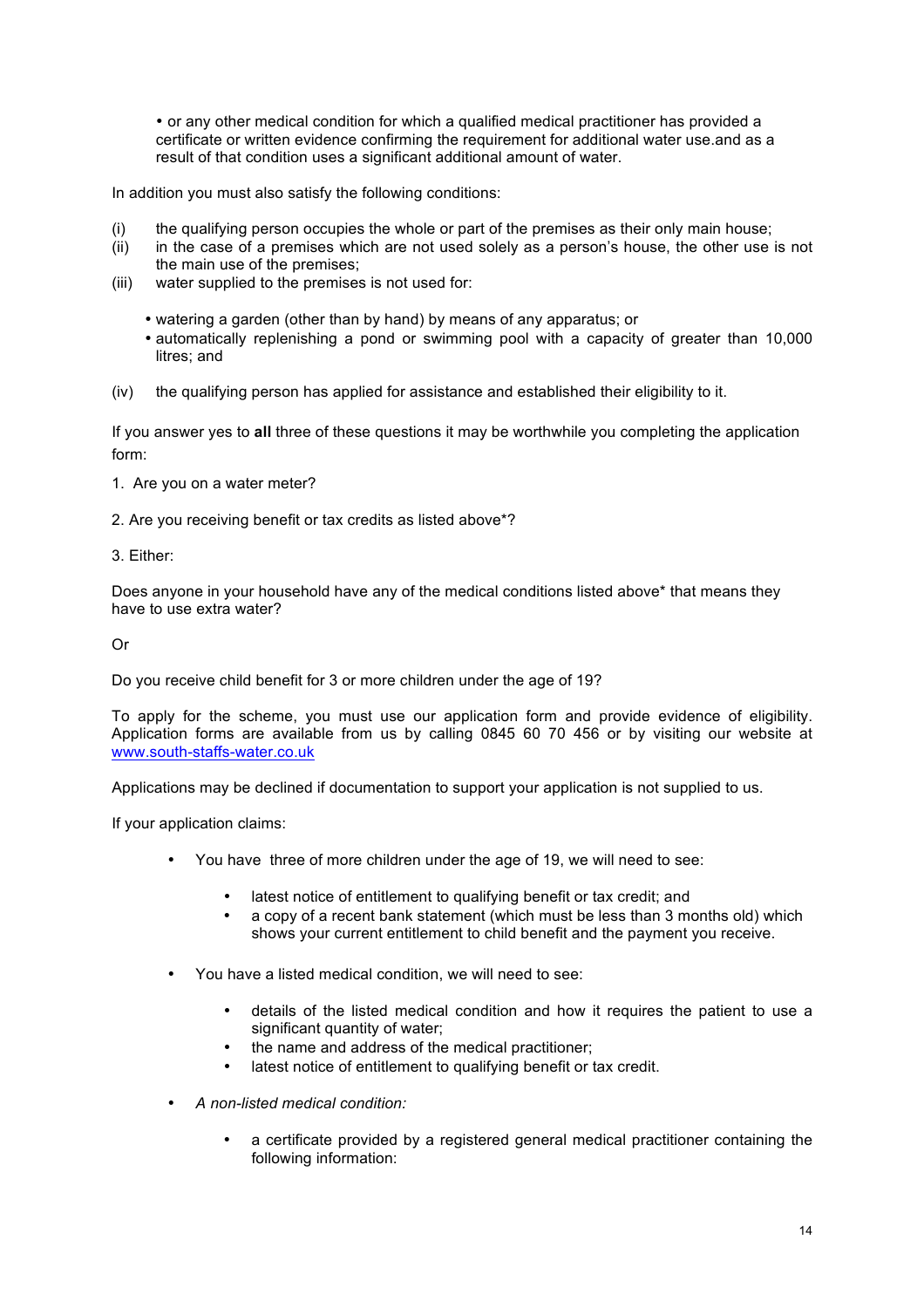- or any other medical condition for which a qualified medical practitioner has provided a certificate or written evidence confirming the requirement for additional water use.and as a result of that condition uses a significant additional amount of water.

In addition you must also satisfy the following conditions:

(i) the qualifying person occupies the whole or part of the premises as their only main house;
(ii) in the case of a premises which are not used solely as a person's house, the other use is not the main use of the premises;
(iii) water supplied to the premises is not used for:

- watering a garden (other than by hand) by means of any apparatus; or
- automatically replenishing a pond or swimming pool with a capacity of greater than 10,000 litres; and

(iv) the qualifying person has applied for assistance and established their eligibility to it.

If you answer yes to **all** three of these questions it may be worthwhile you completing the application form:

1. Are you on a water meter?

2. Are you receiving benefit or tax credits as listed above*?

3. Either:

Does anyone in your household have any of the medical conditions listed above* that means they have to use extra water?

Or

Do you receive child benefit for 3 or more children under the age of 19?

To apply for the scheme, you must use our application form and provide evidence of eligibility. Application forms are available from us by calling 0845 60 70 456 or by visiting our website at www.south-staffs-water.co.uk

Applications may be declined if documentation to support your application is not supplied to us.

If your application claims:

- You have three of more children under the age of 19, we will need to see:
    - latest notice of entitlement to qualifying benefit or tax credit; and
    - a copy of a recent bank statement (which must be less than 3 months old) which shows your current entitlement to child benefit and the payment you receive.
- You have a listed medical condition, we will need to see:
    - details of the listed medical condition and how it requires the patient to use a significant quantity of water;
    - the name and address of the medical practitioner;
    - latest notice of entitlement to qualifying benefit or tax credit.
- *A non-listed medical condition:*
    - a certificate provided by a registered general medical practitioner containing the following information: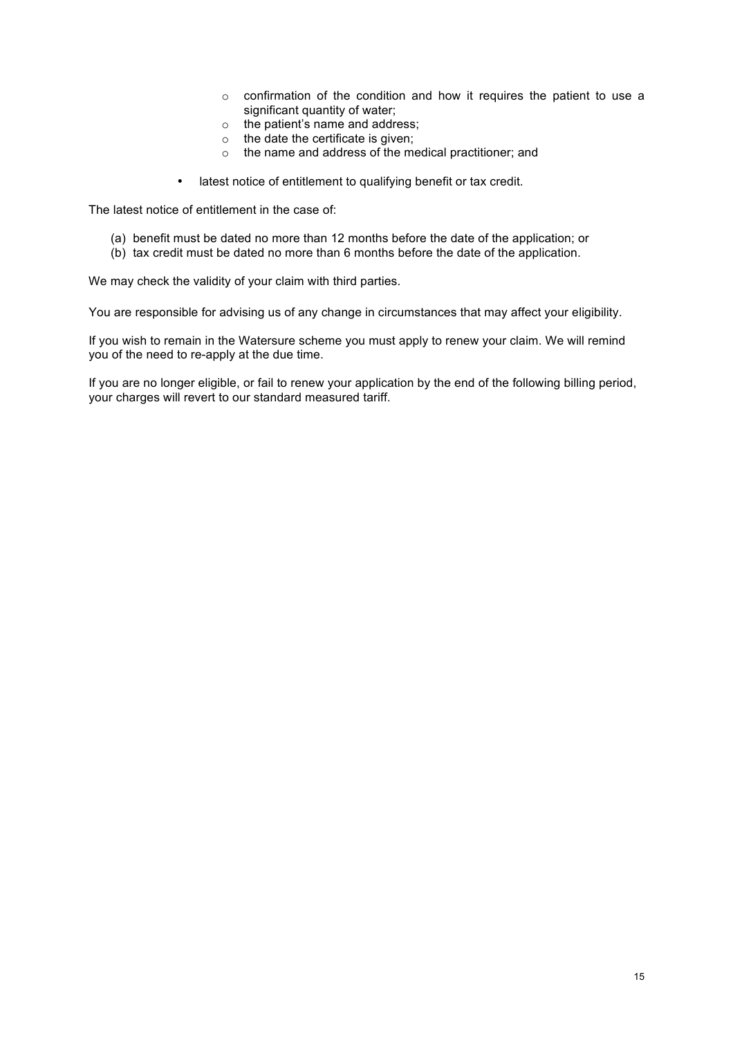- confirmation of the condition and how it requires the patient to use a significant quantity of water;
  - the patient's name and address;
  - the date the certificate is given;
  - the name and address of the medical practitioner; and
- latest notice of entitlement to qualifying benefit or tax credit.

The latest notice of entitlement in the case of:

(a) benefit must be dated no more than 12 months before the date of the application; or
(b) tax credit must be dated no more than 6 months before the date of the application.

We may check the validity of your claim with third parties.

You are responsible for advising us of any change in circumstances that may affect your eligibility.

If you wish to remain in the Watersure scheme you must apply to renew your claim. We will remind you of the need to re-apply at the due time.

If you are no longer eligible, or fail to renew your application by the end of the following billing period, your charges will revert to our standard measured tariff.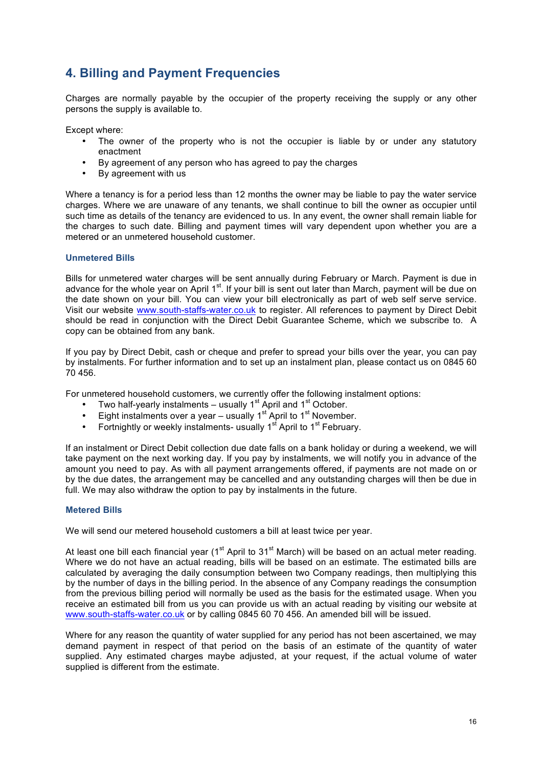## 4. Billing and Payment Frequencies

Charges are normally payable by the occupier of the property receiving the supply or any other persons the supply is available to.

Except where:

- The owner of the property who is not the occupier is liable by or under any statutory enactment
- By agreement of any person who has agreed to pay the charges
- By agreement with us

Where a tenancy is for a period less than 12 months the owner may be liable to pay the water service charges. Where we are unaware of any tenants, we shall continue to bill the owner as occupier until such time as details of the tenancy are evidenced to us. In any event, the owner shall remain liable for the charges to such date. Billing and payment times will vary dependent upon whether you are a metered or an unmetered household customer.

### Unmetered Bills

Bills for unmetered water charges will be sent annually during February or March. Payment is due in advance for the whole year on April 1st. If your bill is sent out later than March, payment will be due on the date shown on your bill. You can view your bill electronically as part of web self serve service. Visit our website [www.south-staffs-water.co.uk](http://www.south-staffs-water.co.uk) to register. All references to payment by Direct Debit should be read in conjunction with the Direct Debit Guarantee Scheme, which we subscribe to. A copy can be obtained from any bank.

If you pay by Direct Debit, cash or cheque and prefer to spread your bills over the year, you can pay by instalments. For further information and to set up an instalment plan, please contact us on 0845 60 70 456.

For unmetered household customers, we currently offer the following instalment options:

- Two half-yearly instalments – usually 1st April and 1st October.
- Eight instalments over a year – usually 1st April to 1st November.
- Fortnightly or weekly instalments- usually 1st April to 1st February.

If an instalment or Direct Debit collection due date falls on a bank holiday or during a weekend, we will take payment on the next working day. If you pay by instalments, we will notify you in advance of the amount you need to pay. As with all payment arrangements offered, if payments are not made on or by the due dates, the arrangement may be cancelled and any outstanding charges will then be due in full. We may also withdraw the option to pay by instalments in the future.

### Metered Bills

We will send our metered household customers a bill at least twice per year.

At least one bill each financial year (1st April to 31st March) will be based on an actual meter reading. Where we do not have an actual reading, bills will be based on an estimate. The estimated bills are calculated by averaging the daily consumption between two Company readings, then multiplying this by the number of days in the billing period. In the absence of any Company readings the consumption from the previous billing period will normally be used as the basis for the estimated usage. When you receive an estimated bill from us you can provide us with an actual reading by visiting our website at [www.south-staffs-water.co.uk](http://www.south-staffs-water.co.uk) or by calling 0845 60 70 456. An amended bill will be issued.

Where for any reason the quantity of water supplied for any period has not been ascertained, we may demand payment in respect of that period on the basis of an estimate of the quantity of water supplied. Any estimated charges maybe adjusted, at your request, if the actual volume of water supplied is different from the estimate.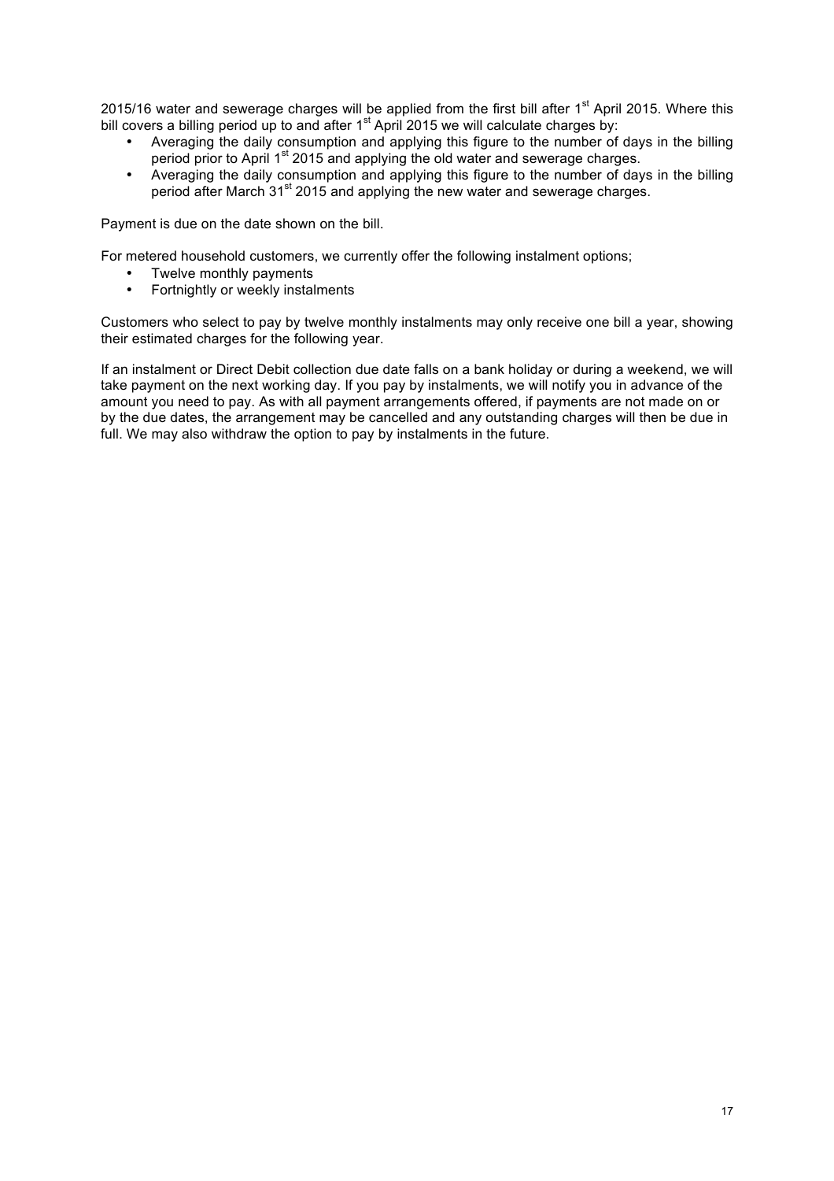2015/16 water and sewerage charges will be applied from the first bill after 1st April 2015. Where this bill covers a billing period up to and after 1st April 2015 we will calculate charges by:

- Averaging the daily consumption and applying this figure to the number of days in the billing period prior to April 1st 2015 and applying the old water and sewerage charges.
- Averaging the daily consumption and applying this figure to the number of days in the billing period after March 31st 2015 and applying the new water and sewerage charges.

Payment is due on the date shown on the bill.

For metered household customers, we currently offer the following instalment options;

- Twelve monthly payments
- Fortnightly or weekly instalments

Customers who select to pay by twelve monthly instalments may only receive one bill a year, showing their estimated charges for the following year.

If an instalment or Direct Debit collection due date falls on a bank holiday or during a weekend, we will take payment on the next working day. If you pay by instalments, we will notify you in advance of the amount you need to pay. As with all payment arrangements offered, if payments are not made on or by the due dates, the arrangement may be cancelled and any outstanding charges will then be due in full. We may also withdraw the option to pay by instalments in the future.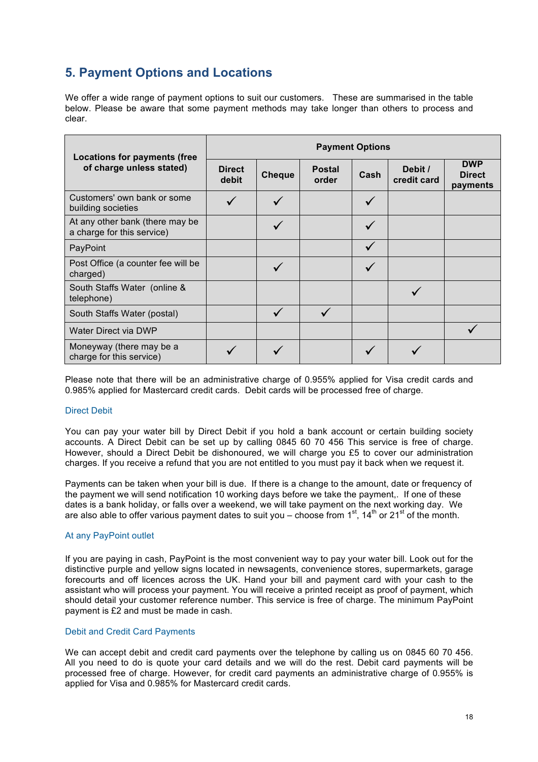## 5. Payment Options and Locations

We offer a wide range of payment options to suit our customers. These are summarised in the table below. Please be aware that some payment methods may take longer than others to process and clear.

| Locations for payments (free of charge unless stated) | Payment Options | | | | | |
|---|---|---|---|---|---|---|
| | Direct debit | Cheque | Postal order | Cash | Debit / credit card | DWP Direct payments |
| Customers' own bank or some building societies | ✓ | ✓ | | ✓ | | |
| At any other bank (there may be a charge for this service) | | ✓ | | ✓ | | |
| PayPoint | | | | ✓ | | |
| Post Office (a counter fee will be charged) | | ✓ | | ✓ | | |
| South Staffs Water (online & telephone) | | | | | ✓ | |
| South Staffs Water (postal) | | ✓ | ✓ | | | |
| Water Direct via DWP | | | | | | ✓ |
| Moneyway (there may be a charge for this service) | ✓ | ✓ | | ✓ | ✓ | |

Please note that there will be an administrative charge of 0.955% applied for Visa credit cards and 0.985% applied for Mastercard credit cards. Debit cards will be processed free of charge.

### Direct Debit

You can pay your water bill by Direct Debit if you hold a bank account or certain building society accounts. A Direct Debit can be set up by calling 0845 60 70 456 This service is free of charge. However, should a Direct Debit be dishonoured, we will charge you £5 to cover our administration charges. If you receive a refund that you are not entitled to you must pay it back when we request it.

Payments can be taken when your bill is due. If there is a change to the amount, date or frequency of the payment we will send notification 10 working days before we take the payment,. If one of these dates is a bank holiday, or falls over a weekend, we will take payment on the next working day. We are also able to offer various payment dates to suit you – choose from 1st, 14th or 21st of the month.

### At any PayPoint outlet

If you are paying in cash, PayPoint is the most convenient way to pay your water bill. Look out for the distinctive purple and yellow signs located in newsagents, convenience stores, supermarkets, garage forecourts and off licences across the UK. Hand your bill and payment card with your cash to the assistant who will process your payment. You will receive a printed receipt as proof of payment, which should detail your customer reference number. This service is free of charge. The minimum PayPoint payment is £2 and must be made in cash.

### Debit and Credit Card Payments

We can accept debit and credit card payments over the telephone by calling us on 0845 60 70 456. All you need to do is quote your card details and we will do the rest. Debit card payments will be processed free of charge. However, for credit card payments an administrative charge of 0.955% is applied for Visa and 0.985% for Mastercard credit cards.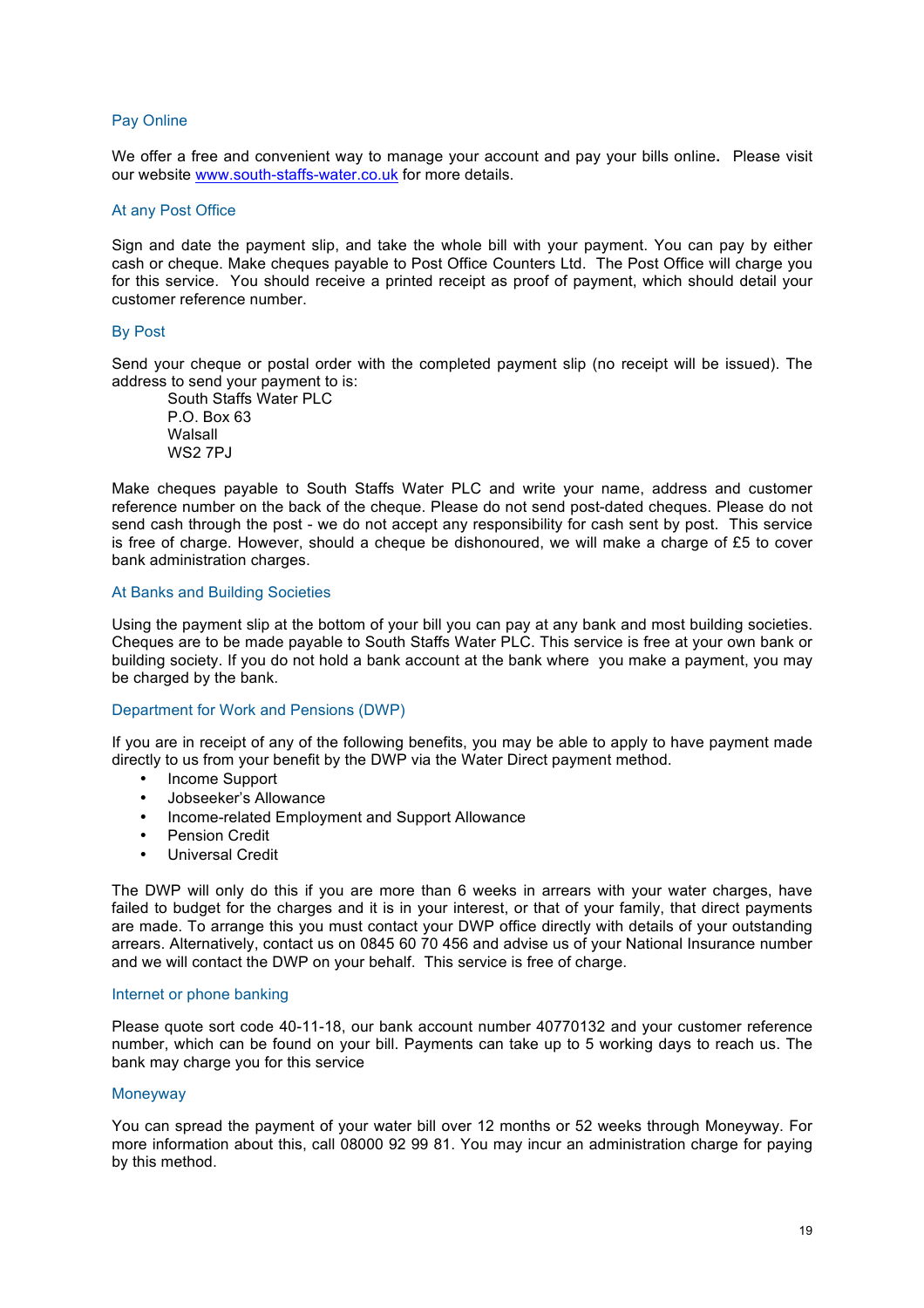## Pay Online

We offer a free and convenient way to manage your account and pay your bills online. Please visit our website [www.south-staffs-water.co.uk](http://www.south-staffs-water.co.uk) for more details.

## At any Post Office

Sign and date the payment slip, and take the whole bill with your payment. You can pay by either cash or cheque. Make cheques payable to Post Office Counters Ltd. The Post Office will charge you for this service. You should receive a printed receipt as proof of payment, which should detail your customer reference number.

## By Post

Send your cheque or postal order with the completed payment slip (no receipt will be issued). The address to send your payment to is:

South Staffs Water PLC
P.O. Box 63
Walsall
WS2 7PJ

Make cheques payable to South Staffs Water PLC and write your name, address and customer reference number on the back of the cheque. Please do not send post-dated cheques. Please do not send cash through the post - we do not accept any responsibility for cash sent by post. This service is free of charge. However, should a cheque be dishonoured, we will make a charge of £5 to cover bank administration charges.

## At Banks and Building Societies

Using the payment slip at the bottom of your bill you can pay at any bank and most building societies. Cheques are to be made payable to South Staffs Water PLC. This service is free at your own bank or building society. If you do not hold a bank account at the bank where you make a payment, you may be charged by the bank.

## Department for Work and Pensions (DWP)

If you are in receipt of any of the following benefits, you may be able to apply to have payment made directly to us from your benefit by the DWP via the Water Direct payment method.

- Income Support
- Jobseeker's Allowance
- Income-related Employment and Support Allowance
- Pension Credit
- Universal Credit

The DWP will only do this if you are more than 6 weeks in arrears with your water charges, have failed to budget for the charges and it is in your interest, or that of your family, that direct payments are made. To arrange this you must contact your DWP office directly with details of your outstanding arrears. Alternatively, contact us on 0845 60 70 456 and advise us of your National Insurance number and we will contact the DWP on your behalf. This service is free of charge.

## Internet or phone banking

Please quote sort code 40-11-18, our bank account number 40770132 and your customer reference number, which can be found on your bill. Payments can take up to 5 working days to reach us. The bank may charge you for this service

## Moneyway

You can spread the payment of your water bill over 12 months or 52 weeks through Moneyway. For more information about this, call 08000 92 99 81. You may incur an administration charge for paying by this method.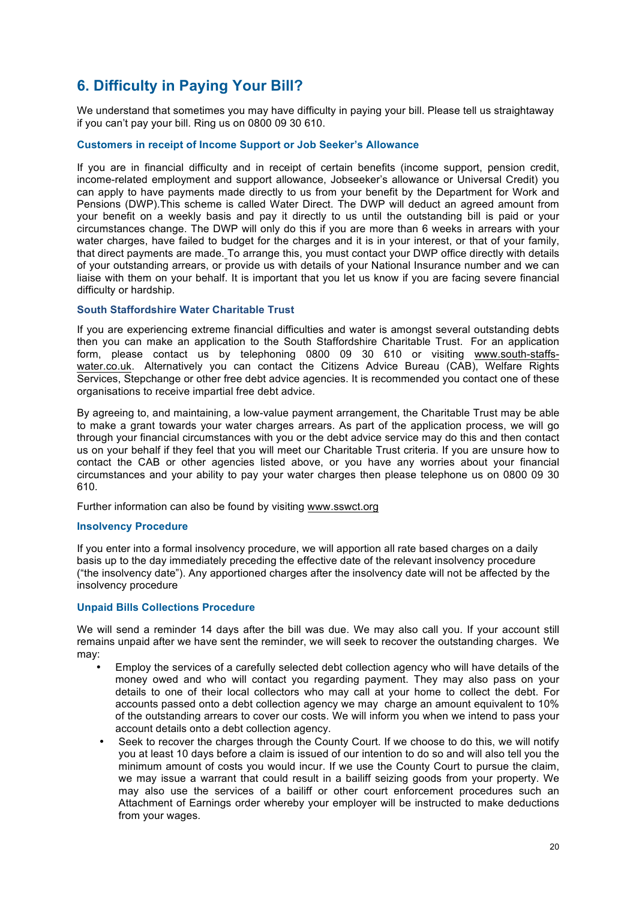## 6. Difficulty in Paying Your Bill?

We understand that sometimes you may have difficulty in paying your bill. Please tell us straightaway if you can't pay your bill. Ring us on 0800 09 30 610.

### Customers in receipt of Income Support or Job Seeker's Allowance

If you are in financial difficulty and in receipt of certain benefits (income support, pension credit, income-related employment and support allowance, Jobseeker's allowance or Universal Credit) you can apply to have payments made directly to us from your benefit by the Department for Work and Pensions (DWP).This scheme is called Water Direct. The DWP will deduct an agreed amount from your benefit on a weekly basis and pay it directly to us until the outstanding bill is paid or your circumstances change. The DWP will only do this if you are more than 6 weeks in arrears with your water charges, have failed to budget for the charges and it is in your interest, or that of your family, that direct payments are made. To arrange this, you must contact your DWP office directly with details of your outstanding arrears, or provide us with details of your National Insurance number and we can liaise with them on your behalf. It is important that you let us know if you are facing severe financial difficulty or hardship.

### South Staffordshire Water Charitable Trust

If you are experiencing extreme financial difficulties and water is amongst several outstanding debts then you can make an application to the South Staffordshire Charitable Trust. For an application form, please contact us by telephoning 0800 09 30 610 or visiting www.south-staffs-water.co.uk. Alternatively you can contact the Citizens Advice Bureau (CAB), Welfare Rights Services, Stepchange or other free debt advice agencies. It is recommended you contact one of these organisations to receive impartial free debt advice.

By agreeing to, and maintaining, a low-value payment arrangement, the Charitable Trust may be able to make a grant towards your water charges arrears. As part of the application process, we will go through your financial circumstances with you or the debt advice service may do this and then contact us on your behalf if they feel that you will meet our Charitable Trust criteria. If you are unsure how to contact the CAB or other agencies listed above, or you have any worries about your financial circumstances and your ability to pay your water charges then please telephone us on 0800 09 30 610.

Further information can also be found by visiting www.sswct.org

### Insolvency Procedure

If you enter into a formal insolvency procedure, we will apportion all rate based charges on a daily basis up to the day immediately preceding the effective date of the relevant insolvency procedure ("the insolvency date"). Any apportioned charges after the insolvency date will not be affected by the insolvency procedure

### Unpaid Bills Collections Procedure

We will send a reminder 14 days after the bill was due. We may also call you. If your account still remains unpaid after we have sent the reminder, we will seek to recover the outstanding charges. We may:

- Employ the services of a carefully selected debt collection agency who will have details of the money owed and who will contact you regarding payment. They may also pass on your details to one of their local collectors who may call at your home to collect the debt. For accounts passed onto a debt collection agency we may charge an amount equivalent to 10% of the outstanding arrears to cover our costs. We will inform you when we intend to pass your account details onto a debt collection agency.
- Seek to recover the charges through the County Court. If we choose to do this, we will notify you at least 10 days before a claim is issued of our intention to do so and will also tell you the minimum amount of costs you would incur. If we use the County Court to pursue the claim, we may issue a warrant that could result in a bailiff seizing goods from your property. We may also use the services of a bailiff or other court enforcement procedures such an Attachment of Earnings order whereby your employer will be instructed to make deductions from your wages.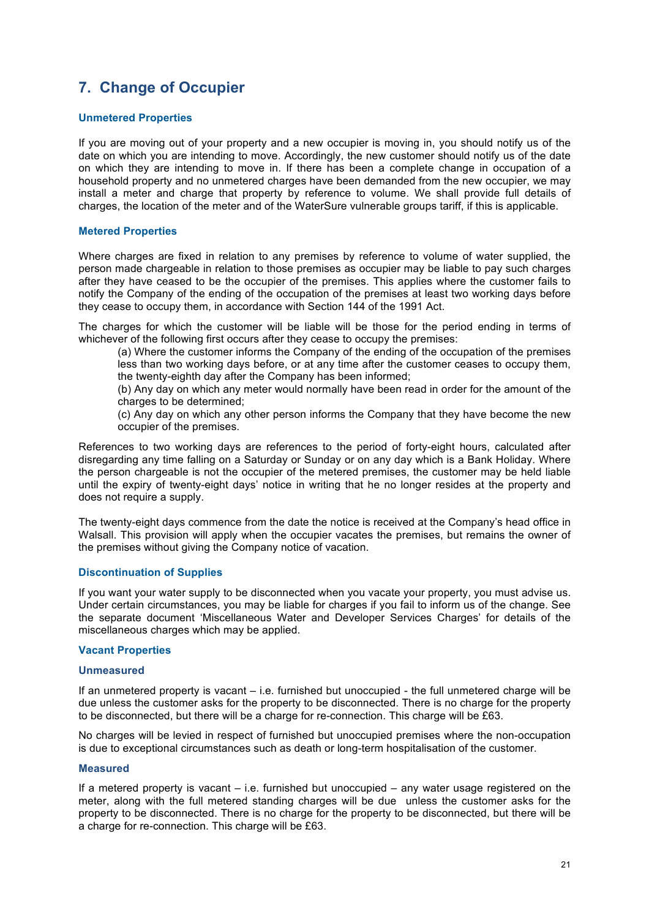## 7. Change of Occupier

### Unmetered Properties

If you are moving out of your property and a new occupier is moving in, you should notify us of the date on which you are intending to move. Accordingly, the new customer should notify us of the date on which they are intending to move in. If there has been a complete change in occupation of a household property and no unmetered charges have been demanded from the new occupier, we may install a meter and charge that property by reference to volume. We shall provide full details of charges, the location of the meter and of the WaterSure vulnerable groups tariff, if this is applicable.

### Metered Properties

Where charges are fixed in relation to any premises by reference to volume of water supplied, the person made chargeable in relation to those premises as occupier may be liable to pay such charges after they have ceased to be the occupier of the premises. This applies where the customer fails to notify the Company of the ending of the occupation of the premises at least two working days before they cease to occupy them, in accordance with Section 144 of the 1991 Act.

The charges for which the customer will be liable will be those for the period ending in terms of whichever of the following first occurs after they cease to occupy the premises:

(a) Where the customer informs the Company of the ending of the occupation of the premises less than two working days before, or at any time after the customer ceases to occupy them, the twenty-eighth day after the Company has been informed;

(b) Any day on which any meter would normally have been read in order for the amount of the charges to be determined;

(c) Any day on which any other person informs the Company that they have become the new occupier of the premises.

References to two working days are references to the period of forty-eight hours, calculated after disregarding any time falling on a Saturday or Sunday or on any day which is a Bank Holiday. Where the person chargeable is not the occupier of the metered premises, the customer may be held liable until the expiry of twenty-eight days' notice in writing that he no longer resides at the property and does not require a supply.

The twenty-eight days commence from the date the notice is received at the Company's head office in Walsall. This provision will apply when the occupier vacates the premises, but remains the owner of the premises without giving the Company notice of vacation.

### Discontinuation of Supplies

If you want your water supply to be disconnected when you vacate your property, you must advise us. Under certain circumstances, you may be liable for charges if you fail to inform us of the change. See the separate document 'Miscellaneous Water and Developer Services Charges' for details of the miscellaneous charges which may be applied.

### Vacant Properties

#### Unmeasured

If an unmetered property is vacant – i.e. furnished but unoccupied - the full unmetered charge will be due unless the customer asks for the property to be disconnected. There is no charge for the property to be disconnected, but there will be a charge for re-connection. This charge will be £63.

No charges will be levied in respect of furnished but unoccupied premises where the non-occupation is due to exceptional circumstances such as death or long-term hospitalisation of the customer.

#### Measured

If a metered property is vacant – i.e. furnished but unoccupied – any water usage registered on the meter, along with the full metered standing charges will be due unless the customer asks for the property to be disconnected. There is no charge for the property to be disconnected, but there will be a charge for re-connection. This charge will be £63.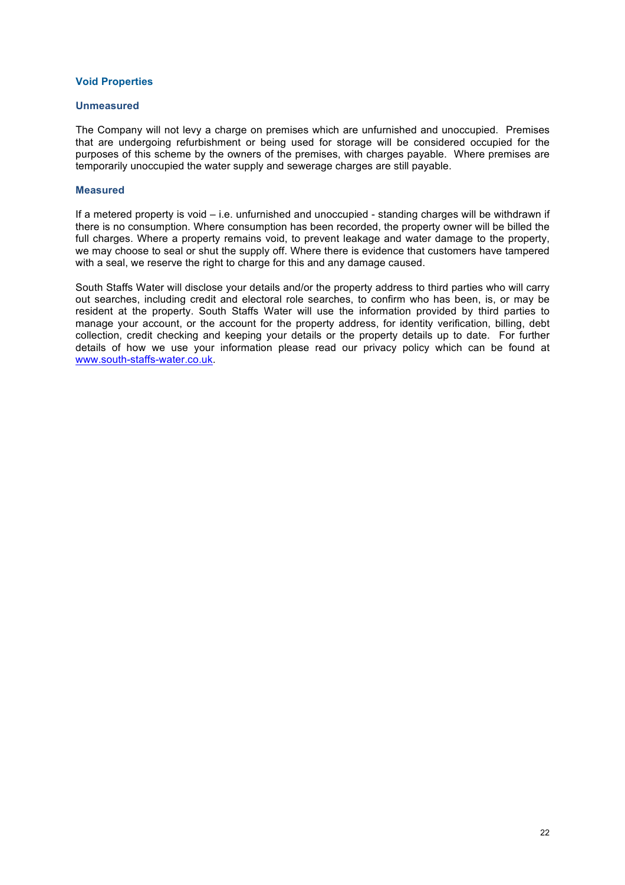## Void Properties

### Unmeasured

The Company will not levy a charge on premises which are unfurnished and unoccupied. Premises that are undergoing refurbishment or being used for storage will be considered occupied for the purposes of this scheme by the owners of the premises, with charges payable. Where premises are temporarily unoccupied the water supply and sewerage charges are still payable.

### Measured

If a metered property is void – i.e. unfurnished and unoccupied - standing charges will be withdrawn if there is no consumption. Where consumption has been recorded, the property owner will be billed the full charges. Where a property remains void, to prevent leakage and water damage to the property, we may choose to seal or shut the supply off. Where there is evidence that customers have tampered with a seal, we reserve the right to charge for this and any damage caused.

South Staffs Water will disclose your details and/or the property address to third parties who will carry out searches, including credit and electoral role searches, to confirm who has been, is, or may be resident at the property. South Staffs Water will use the information provided by third parties to manage your account, or the account for the property address, for identity verification, billing, debt collection, credit checking and keeping your details or the property details up to date. For further details of how we use your information please read our privacy policy which can be found at [www.south-staffs-water.co.uk](http://www.south-staffs-water.co.uk).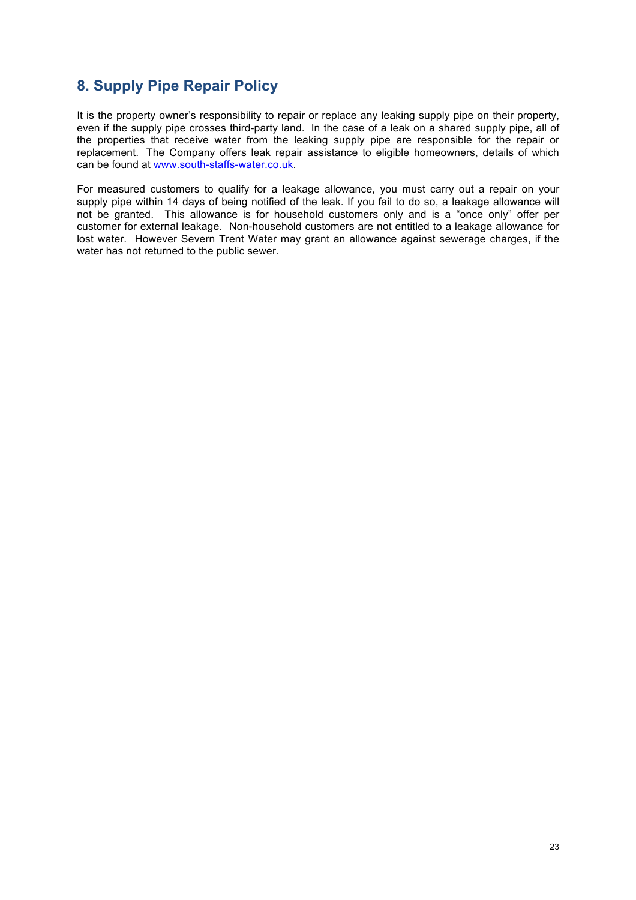## 8. Supply Pipe Repair Policy

It is the property owner's responsibility to repair or replace any leaking supply pipe on their property, even if the supply pipe crosses third-party land. In the case of a leak on a shared supply pipe, all of the properties that receive water from the leaking supply pipe are responsible for the repair or replacement. The Company offers leak repair assistance to eligible homeowners, details of which can be found at [www.south-staffs-water.co.uk](http://www.south-staffs-water.co.uk).

For measured customers to qualify for a leakage allowance, you must carry out a repair on your supply pipe within 14 days of being notified of the leak. If you fail to do so, a leakage allowance will not be granted. This allowance is for household customers only and is a "once only" offer per customer for external leakage. Non-household customers are not entitled to a leakage allowance for lost water. However Severn Trent Water may grant an allowance against sewerage charges, if the water has not returned to the public sewer.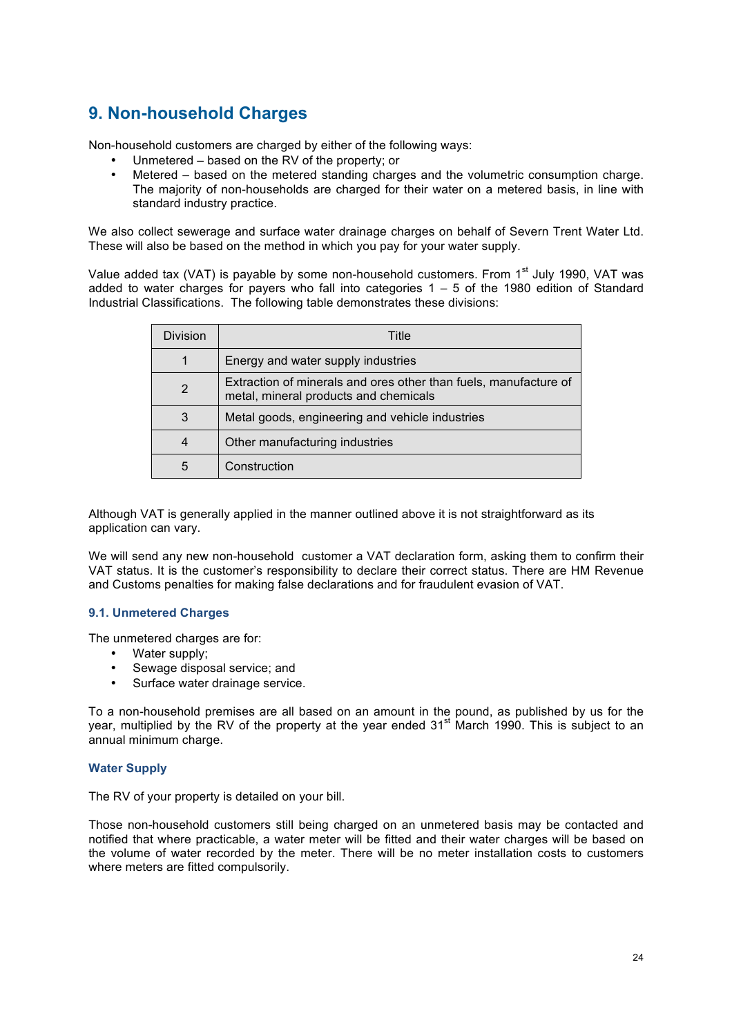## 9. Non-household Charges

Non-household customers are charged by either of the following ways:

- Unmetered – based on the RV of the property; or
- Metered – based on the metered standing charges and the volumetric consumption charge. The majority of non-households are charged for their water on a metered basis, in line with standard industry practice.

We also collect sewerage and surface water drainage charges on behalf of Severn Trent Water Ltd. These will also be based on the method in which you pay for your water supply.

Value added tax (VAT) is payable by some non-household customers. From 1st July 1990, VAT was added to water charges for payers who fall into categories 1 – 5 of the 1980 edition of Standard Industrial Classifications. The following table demonstrates these divisions:

| Division | Title |
| --- | --- |
| 1 | Energy and water supply industries |
| 2 | Extraction of minerals and ores other than fuels, manufacture of metal, mineral products and chemicals |
| 3 | Metal goods, engineering and vehicle industries |
| 4 | Other manufacturing industries |
| 5 | Construction |

Although VAT is generally applied in the manner outlined above it is not straightforward as its application can vary.

We will send any new non-household customer a VAT declaration form, asking them to confirm their VAT status. It is the customer's responsibility to declare their correct status. There are HM Revenue and Customs penalties for making false declarations and for fraudulent evasion of VAT.

### 9.1. Unmetered Charges

The unmetered charges are for:

- Water supply;
- Sewage disposal service; and
- Surface water drainage service.

To a non-household premises are all based on an amount in the pound, as published by us for the year, multiplied by the RV of the property at the year ended 31st March 1990. This is subject to an annual minimum charge.

#### Water Supply

The RV of your property is detailed on your bill.

Those non-household customers still being charged on an unmetered basis may be contacted and notified that where practicable, a water meter will be fitted and their water charges will be based on the volume of water recorded by the meter. There will be no meter installation costs to customers where meters are fitted compulsorily.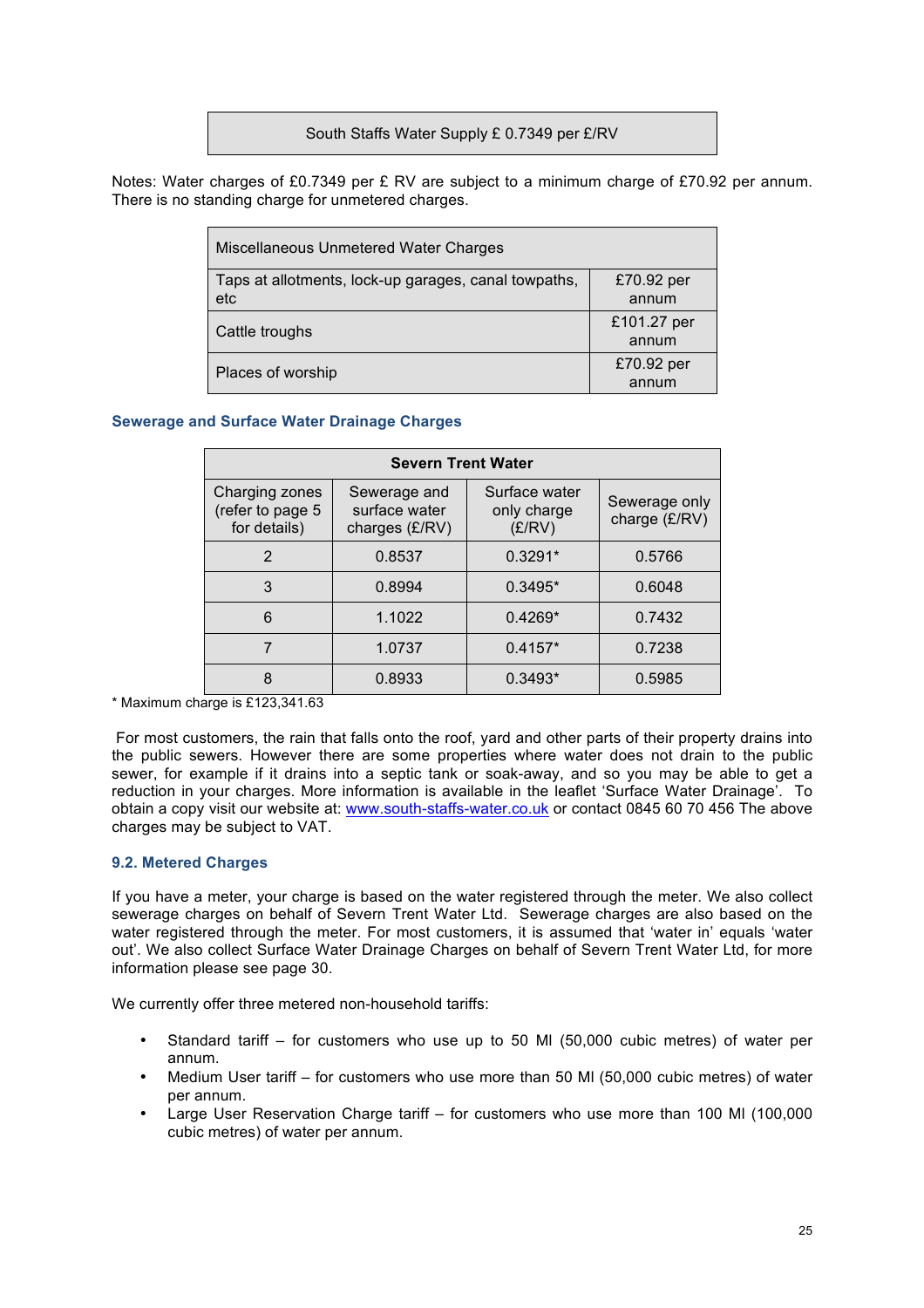| South Staffs Water Supply £ 0.7349 per £/RV |
| --- |

Notes: Water charges of £0.7349 per £ RV are subject to a minimum charge of £70.92 per annum. There is no standing charge for unmetered charges.

| Miscellaneous Unmetered Water Charges | |
| --- | --- |
| Taps at allotments, lock-up garages, canal towpaths, etc | £70.92 per annum |
| Cattle troughs | £101.27 per annum |
| Places of worship | £70.92 per annum |

### Sewerage and Surface Water Drainage Charges

| Severn Trent Water | | | |
| --- | --- | --- | --- |
| Charging zones (refer to page 5 for details) | Sewerage and surface water charges (£/RV) | Surface water only charge (£/RV) | Sewerage only charge (£/RV) |
| 2 | 0.8537 | 0.3291* | 0.5766 |
| 3 | 0.8994 | 0.3495* | 0.6048 |
| 6 | 1.1022 | 0.4269* | 0.7432 |
| 7 | 1.0737 | 0.4157* | 0.7238 |
| 8 | 0.8933 | 0.3493* | 0.5985 |

* Maximum charge is £123,341.63

For most customers, the rain that falls onto the roof, yard and other parts of their property drains into the public sewers. However there are some properties where water does not drain to the public sewer, for example if it drains into a septic tank or soak-away, and so you may be able to get a reduction in your charges. More information is available in the leaflet 'Surface Water Drainage'. To obtain a copy visit our website at: www.south-staffs-water.co.uk or contact 0845 60 70 456 The above charges may be subject to VAT.

### 9.2. Metered Charges

If you have a meter, your charge is based on the water registered through the meter. We also collect sewerage charges on behalf of Severn Trent Water Ltd. Sewerage charges are also based on the water registered through the meter. For most customers, it is assumed that 'water in' equals 'water out'. We also collect Surface Water Drainage Charges on behalf of Severn Trent Water Ltd, for more information please see page 30.

We currently offer three metered non-household tariffs:

- Standard tariff – for customers who use up to 50 Ml (50,000 cubic metres) of water per annum.
- Medium User tariff – for customers who use more than 50 Ml (50,000 cubic metres) of water per annum.
- Large User Reservation Charge tariff – for customers who use more than 100 Ml (100,000 cubic metres) of water per annum.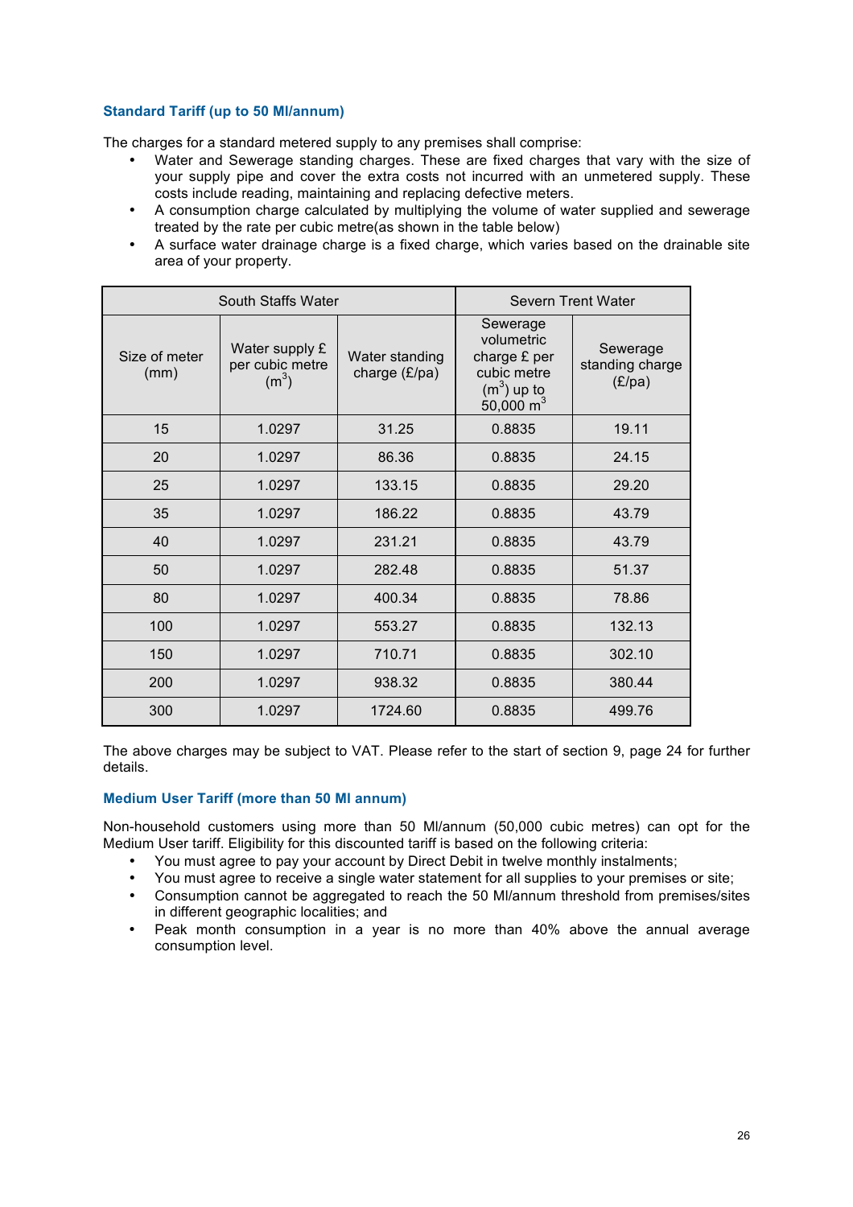### Standard Tariff (up to 50 Ml/annum)

The charges for a standard metered supply to any premises shall comprise:

- Water and Sewerage standing charges. These are fixed charges that vary with the size of your supply pipe and cover the extra costs not incurred with an unmetered supply. These costs include reading, maintaining and replacing defective meters.
- A consumption charge calculated by multiplying the volume of water supplied and sewerage treated by the rate per cubic metre(as shown in the table below)
- A surface water drainage charge is a fixed charge, which varies based on the drainable site area of your property.

| South Staffs Water | | | Severn Trent Water | |
|---|---|---|---|---|
| Size of meter (mm) | Water supply £ per cubic metre ($m^3$) | Water standing charge (£/pa) | Sewerage volumetric charge £ per cubic metre ($m^3$) up to 50,000 $m^3$ | Sewerage standing charge (£/pa) |
| 15 | 1.0297 | 31.25 | 0.8835 | 19.11 |
| 20 | 1.0297 | 86.36 | 0.8835 | 24.15 |
| 25 | 1.0297 | 133.15 | 0.8835 | 29.20 |
| 35 | 1.0297 | 186.22 | 0.8835 | 43.79 |
| 40 | 1.0297 | 231.21 | 0.8835 | 43.79 |
| 50 | 1.0297 | 282.48 | 0.8835 | 51.37 |
| 80 | 1.0297 | 400.34 | 0.8835 | 78.86 |
| 100 | 1.0297 | 553.27 | 0.8835 | 132.13 |
| 150 | 1.0297 | 710.71 | 0.8835 | 302.10 |
| 200 | 1.0297 | 938.32 | 0.8835 | 380.44 |
| 300 | 1.0297 | 1724.60 | 0.8835 | 499.76 |

The above charges may be subject to VAT. Please refer to the start of section 9, page 24 for further details.

### Medium User Tariff (more than 50 Ml annum)

Non-household customers using more than 50 Ml/annum (50,000 cubic metres) can opt for the Medium User tariff. Eligibility for this discounted tariff is based on the following criteria:

- You must agree to pay your account by Direct Debit in twelve monthly instalments;
- You must agree to receive a single water statement for all supplies to your premises or site;
- Consumption cannot be aggregated to reach the 50 Ml/annum threshold from premises/sites in different geographic localities; and
- Peak month consumption in a year is no more than 40% above the annual average consumption level.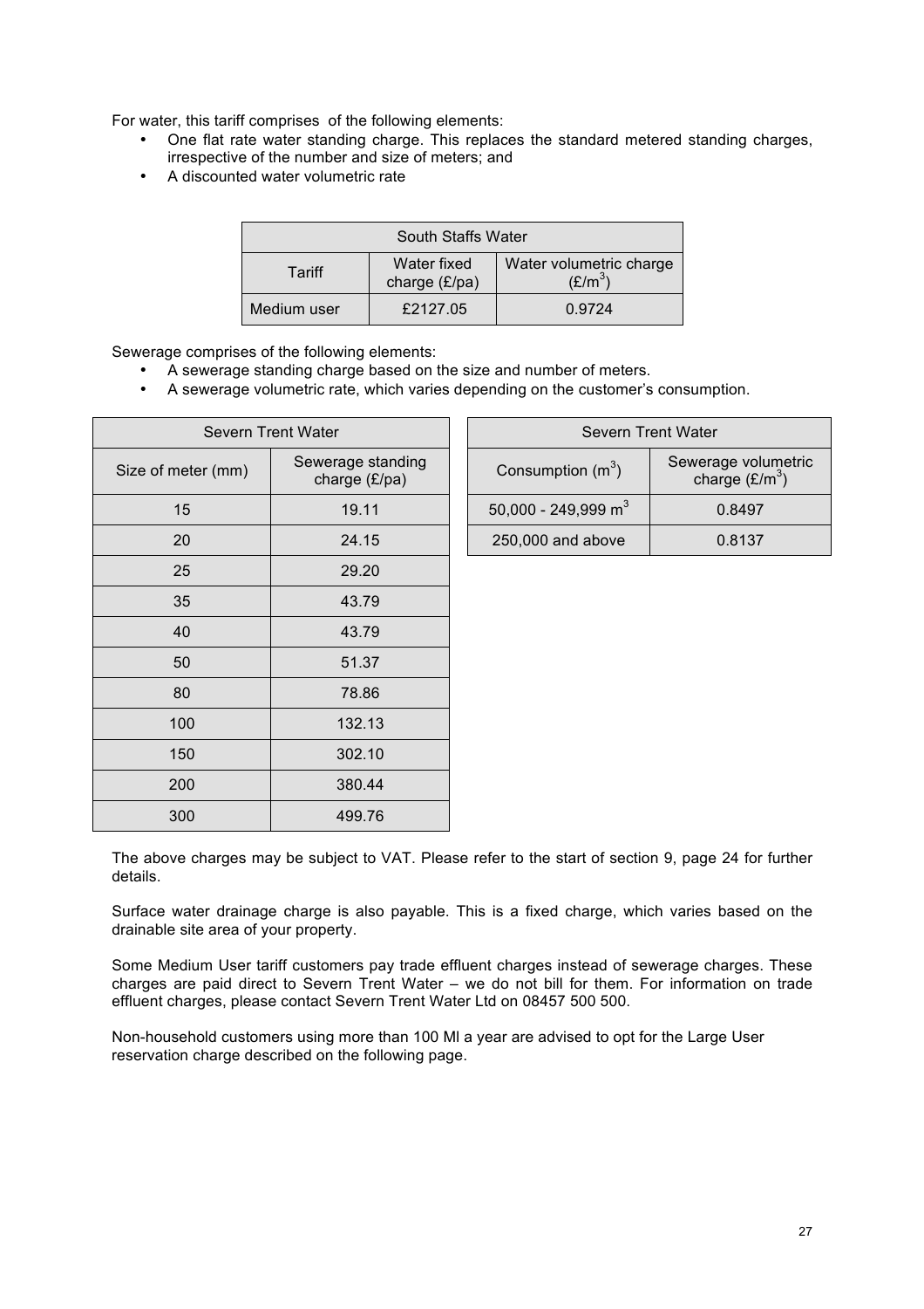For water, this tariff comprises of the following elements:

- One flat rate water standing charge. This replaces the standard metered standing charges, irrespective of the number and size of meters; and
- A discounted water volumetric rate

| South Staffs Water | | |
|---|---|---|
| Tariff | Water fixed charge (£/pa) | Water volumetric charge (£/$m^3$) |
| Medium user | £2127.05 | 0.9724 |

Sewerage comprises of the following elements:

- A sewerage standing charge based on the size and number of meters.
- A sewerage volumetric rate, which varies depending on the customer's consumption.

| Severn Trent Water | |
|---|---|
| Size of meter (mm) | Sewerage standing charge (£/pa) |
| 15 | 19.11 |
| 20 | 24.15 |
| 25 | 29.20 |
| 35 | 43.79 |
| 40 | 43.79 |
| 50 | 51.37 |
| 80 | 78.86 |
| 100 | 132.13 |
| 150 | 302.10 |
| 200 | 380.44 |
| 300 | 499.76 |

| Severn Trent Water | |
|---|---|
| Consumption ($m^3$) | Sewerage volumetric charge (£/$m^3$) |
| 50,000 - 249,999 $m^3$ | 0.8497 |
| 250,000 and above | 0.8137 |

The above charges may be subject to VAT. Please refer to the start of section 9, page 24 for further details.

Surface water drainage charge is also payable. This is a fixed charge, which varies based on the drainable site area of your property.

Some Medium User tariff customers pay trade effluent charges instead of sewerage charges. These charges are paid direct to Severn Trent Water – we do not bill for them. For information on trade effluent charges, please contact Severn Trent Water Ltd on 08457 500 500.

Non-household customers using more than 100 Ml a year are advised to opt for the Large User reservation charge described on the following page.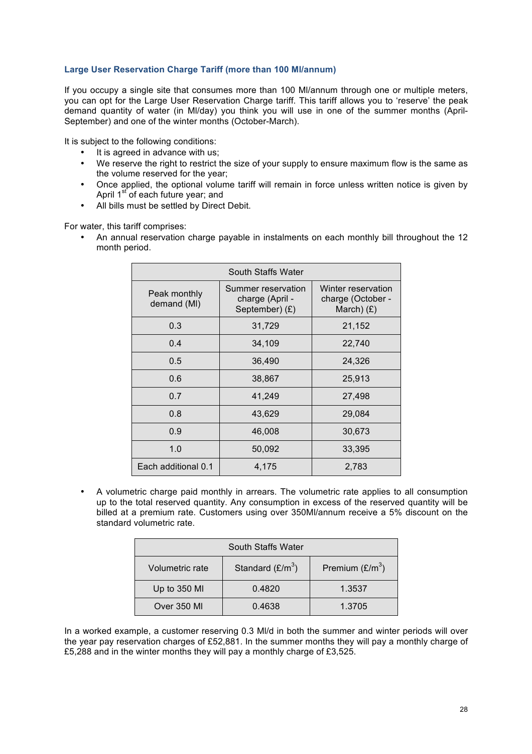### Large User Reservation Charge Tariff (more than 100 Ml/annum)

If you occupy a single site that consumes more than 100 Ml/annum through one or multiple meters, you can opt for the Large User Reservation Charge tariff. This tariff allows you to 'reserve' the peak demand quantity of water (in Ml/day) you think you will use in one of the summer months (April-September) and one of the winter months (October-March).

It is subject to the following conditions:

- It is agreed in advance with us;
- We reserve the right to restrict the size of your supply to ensure maximum flow is the same as the volume reserved for the year;
- Once applied, the optional volume tariff will remain in force unless written notice is given by April 1st of each future year; and
- All bills must be settled by Direct Debit.

For water, this tariff comprises:

- An annual reservation charge payable in instalments on each monthly bill throughout the 12 month period.

| South Staffs Water | | |
|---|---|---|
| Peak monthly demand (Ml) | Summer reservation charge (April - September) (£) | Winter reservation charge (October - March) (£) |
| 0.3 | 31,729 | 21,152 |
| 0.4 | 34,109 | 22,740 |
| 0.5 | 36,490 | 24,326 |
| 0.6 | 38,867 | 25,913 |
| 0.7 | 41,249 | 27,498 |
| 0.8 | 43,629 | 29,084 |
| 0.9 | 46,008 | 30,673 |
| 1.0 | 50,092 | 33,395 |
| Each additional 0.1 | 4,175 | 2,783 |

- A volumetric charge paid monthly in arrears. The volumetric rate applies to all consumption up to the total reserved quantity. Any consumption in excess of the reserved quantity will be billed at a premium rate. Customers using over 350Ml/annum receive a 5% discount on the standard volumetric rate.

| South Staffs Water | | |
|---|---|---|
| Volumetric rate | Standard (£/m$^3$) | Premium (£/m$^3$) |
| Up to 350 Ml | 0.4820 | 1.3537 |
| Over 350 Ml | 0.4638 | 1.3705 |

In a worked example, a customer reserving 0.3 Ml/d in both the summer and winter periods will over the year pay reservation charges of £52,881. In the summer months they will pay a monthly charge of £5,288 and in the winter months they will pay a monthly charge of £3,525.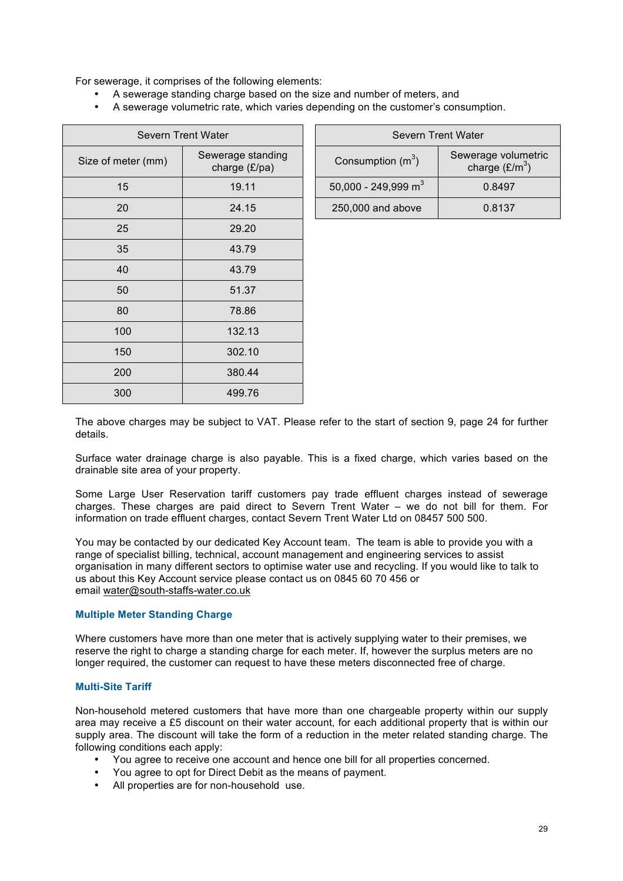For sewerage, it comprises of the following elements:

- A sewerage standing charge based on the size and number of meters, and
- A sewerage volumetric rate, which varies depending on the customer's consumption.

| Severn Trent Water | |
|---|---|
| Size of meter (mm) | Sewerage standing charge (£/pa) |
| 15 | 19.11 |
| 20 | 24.15 |
| 25 | 29.20 |
| 35 | 43.79 |
| 40 | 43.79 |
| 50 | 51.37 |
| 80 | 78.86 |
| 100 | 132.13 |
| 150 | 302.10 |
| 200 | 380.44 |
| 300 | 499.76 |

| Severn Trent Water | |
|---|---|
| Consumption ($m^3$) | Sewerage volumetric charge (£/$m^3$) |
| 50,000 - 249,999 $m^3$ | 0.8497 |
| 250,000 and above | 0.8137 |

The above charges may be subject to VAT. Please refer to the start of section 9, page 24 for further details.

Surface water drainage charge is also payable. This is a fixed charge, which varies based on the drainable site area of your property.

Some Large User Reservation tariff customers pay trade effluent charges instead of sewerage charges. These charges are paid direct to Severn Trent Water – we do not bill for them. For information on trade effluent charges, contact Severn Trent Water Ltd on 08457 500 500.

You may be contacted by our dedicated Key Account team. The team is able to provide you with a range of specialist billing, technical, account management and engineering services to assist organisation in many different sectors to optimise water use and recycling. If you would like to talk to us about this Key Account service please contact us on 0845 60 70 456 or email water@south-staffs-water.co.uk

### Multiple Meter Standing Charge

Where customers have more than one meter that is actively supplying water to their premises, we reserve the right to charge a standing charge for each meter. If, however the surplus meters are no longer required, the customer can request to have these meters disconnected free of charge.

### Multi-Site Tariff

Non-household metered customers that have more than one chargeable property within our supply area may receive a £5 discount on their water account, for each additional property that is within our supply area. The discount will take the form of a reduction in the meter related standing charge. The following conditions each apply:

- You agree to receive one account and hence one bill for all properties concerned.
- You agree to opt for Direct Debit as the means of payment.
- All properties are for non-household use.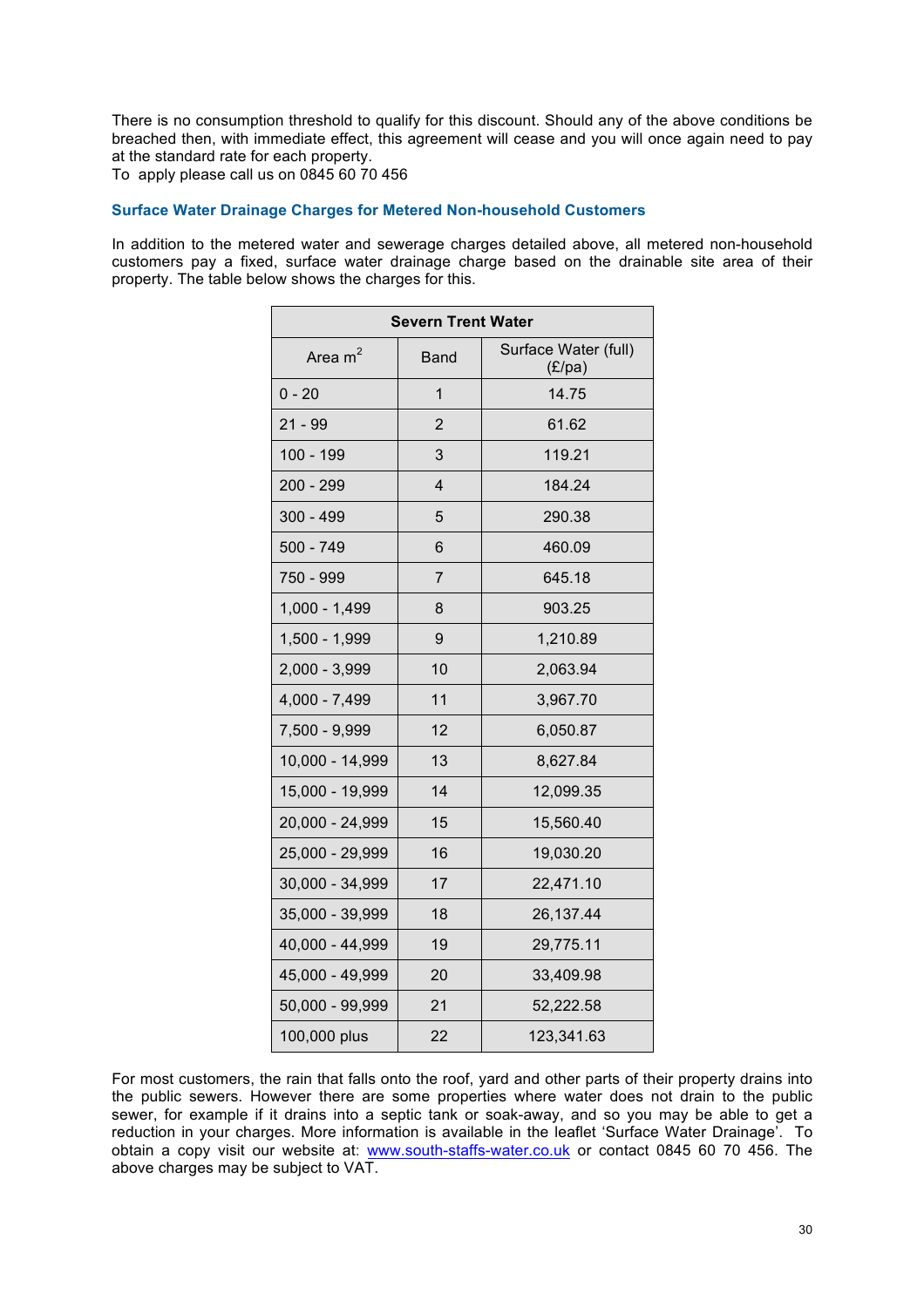There is no consumption threshold to qualify for this discount. Should any of the above conditions be breached then, with immediate effect, this agreement will cease and you will once again need to pay at the standard rate for each property.
To apply please call us on 0845 60 70 456

### Surface Water Drainage Charges for Metered Non-household Customers

In addition to the metered water and sewerage charges detailed above, all metered non-household customers pay a fixed, surface water drainage charge based on the drainable site area of their property. The table below shows the charges for this.

| Severn Trent Water | | |
|---|---|---|
| Area $m^2$ | Band | Surface Water (full) (£/pa) |
| 0 - 20 | 1 | 14.75 |
| 21 - 99 | 2 | 61.62 |
| 100 - 199 | 3 | 119.21 |
| 200 - 299 | 4 | 184.24 |
| 300 - 499 | 5 | 290.38 |
| 500 - 749 | 6 | 460.09 |
| 750 - 999 | 7 | 645.18 |
| 1,000 - 1,499 | 8 | 903.25 |
| 1,500 - 1,999 | 9 | 1,210.89 |
| 2,000 - 3,999 | 10 | 2,063.94 |
| 4,000 - 7,499 | 11 | 3,967.70 |
| 7,500 - 9,999 | 12 | 6,050.87 |
| 10,000 - 14,999 | 13 | 8,627.84 |
| 15,000 - 19,999 | 14 | 12,099.35 |
| 20,000 - 24,999 | 15 | 15,560.40 |
| 25,000 - 29,999 | 16 | 19,030.20 |
| 30,000 - 34,999 | 17 | 22,471.10 |
| 35,000 - 39,999 | 18 | 26,137.44 |
| 40,000 - 44,999 | 19 | 29,775.11 |
| 45,000 - 49,999 | 20 | 33,409.98 |
| 50,000 - 99,999 | 21 | 52,222.58 |
| 100,000 plus | 22 | 123,341.63 |

For most customers, the rain that falls onto the roof, yard and other parts of their property drains into the public sewers. However there are some properties where water does not drain to the public sewer, for example if it drains into a septic tank or soak-away, and so you may be able to get a reduction in your charges. More information is available in the leaflet 'Surface Water Drainage'. To obtain a copy visit our website at: www.south-staffs-water.co.uk or contact 0845 60 70 456. The above charges may be subject to VAT.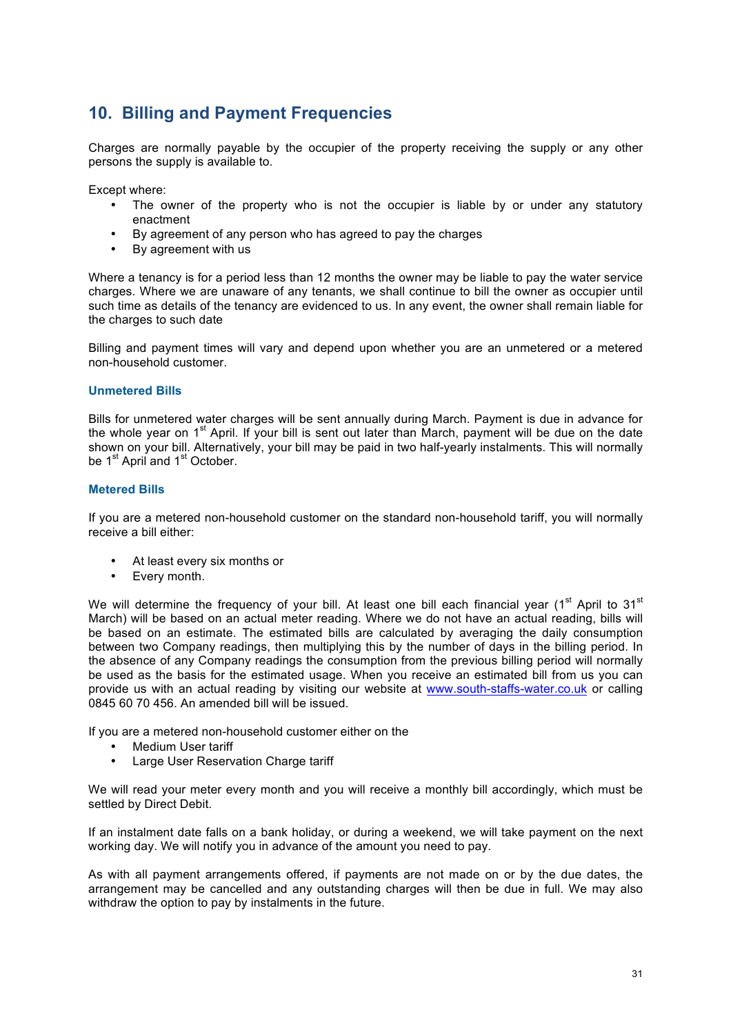## 10. Billing and Payment Frequencies

Charges are normally payable by the occupier of the property receiving the supply or any other persons the supply is available to.

Except where:

- The owner of the property who is not the occupier is liable by or under any statutory enactment
- By agreement of any person who has agreed to pay the charges
- By agreement with us

Where a tenancy is for a period less than 12 months the owner may be liable to pay the water service charges. Where we are unaware of any tenants, we shall continue to bill the owner as occupier until such time as details of the tenancy are evidenced to us. In any event, the owner shall remain liable for the charges to such date

Billing and payment times will vary and depend upon whether you are an unmetered or a metered non-household customer.

### Unmetered Bills

Bills for unmetered water charges will be sent annually during March. Payment is due in advance for the whole year on 1st April. If your bill is sent out later than March, payment will be due on the date shown on your bill. Alternatively, your bill may be paid in two half-yearly instalments. This will normally be 1st April and 1st October.

### Metered Bills

If you are a metered non-household customer on the standard non-household tariff, you will normally receive a bill either:

- At least every six months or
- Every month.

We will determine the frequency of your bill. At least one bill each financial year (1st April to 31st March) will be based on an actual meter reading. Where we do not have an actual reading, bills will be based on an estimate. The estimated bills are calculated by averaging the daily consumption between two Company readings, then multiplying this by the number of days in the billing period. In the absence of any Company readings the consumption from the previous billing period will normally be used as the basis for the estimated usage. When you receive an estimated bill from us you can provide us with an actual reading by visiting our website at www.south-staffs-water.co.uk or calling 0845 60 70 456. An amended bill will be issued.

If you are a metered non-household customer either on the

- Medium User tariff
- Large User Reservation Charge tariff

We will read your meter every month and you will receive a monthly bill accordingly, which must be settled by Direct Debit.

If an instalment date falls on a bank holiday, or during a weekend, we will take payment on the next working day. We will notify you in advance of the amount you need to pay.

As with all payment arrangements offered, if payments are not made on or by the due dates, the arrangement may be cancelled and any outstanding charges will then be due in full. We may also withdraw the option to pay by instalments in the future.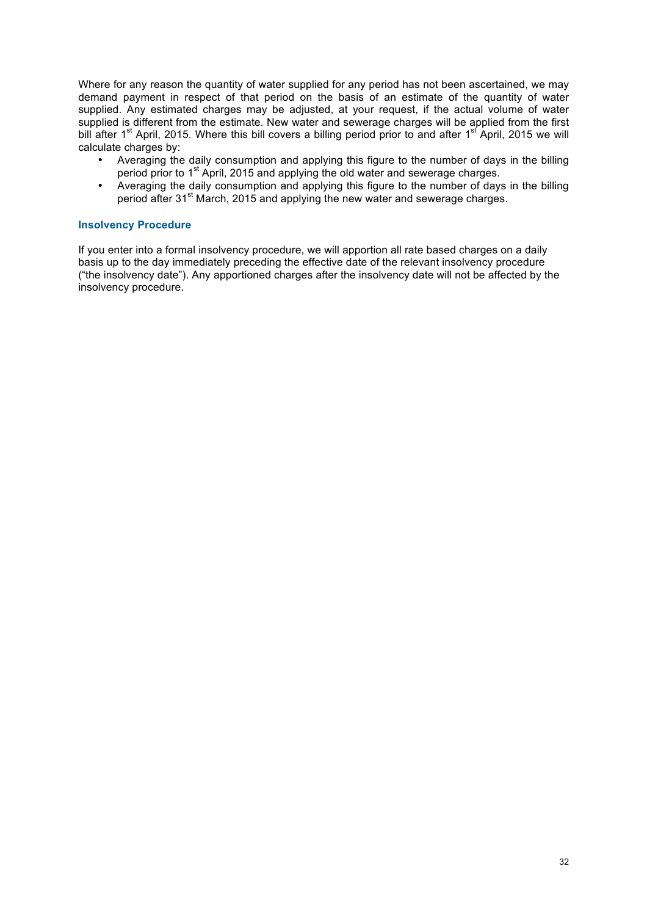Where for any reason the quantity of water supplied for any period has not been ascertained, we may demand payment in respect of that period on the basis of an estimate of the quantity of water supplied. Any estimated charges may be adjusted, at your request, if the actual volume of water supplied is different from the estimate. New water and sewerage charges will be applied from the first bill after 1st April, 2015. Where this bill covers a billing period prior to and after 1st April, 2015 we will calculate charges by:

- Averaging the daily consumption and applying this figure to the number of days in the billing period prior to 1st April, 2015 and applying the old water and sewerage charges.
- Averaging the daily consumption and applying this figure to the number of days in the billing period after 31st March, 2015 and applying the new water and sewerage charges.

### Insolvency Procedure

If you enter into a formal insolvency procedure, we will apportion all rate based charges on a daily basis up to the day immediately preceding the effective date of the relevant insolvency procedure ("the insolvency date"). Any apportioned charges after the insolvency date will not be affected by the insolvency procedure.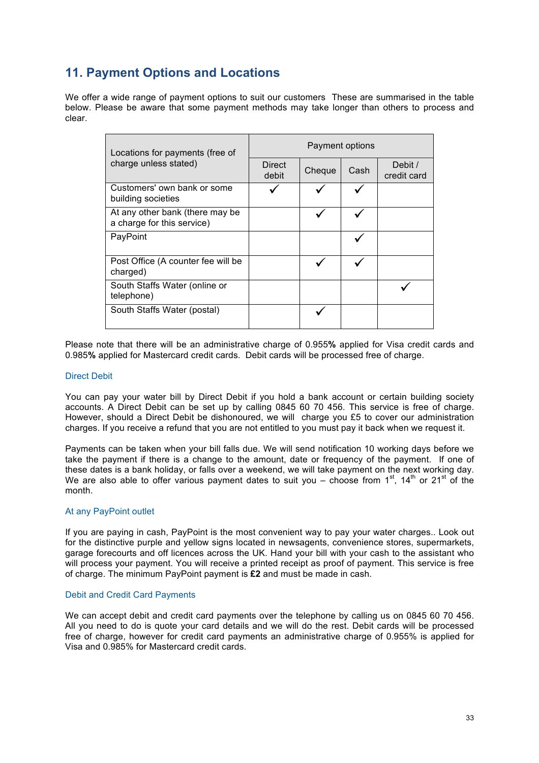## 11. Payment Options and Locations

We offer a wide range of payment options to suit our customers These are summarised in the table below. Please be aware that some payment methods may take longer than others to process and clear.

| Locations for payments (free of charge unless stated) | Payment options | | | |
|---|---|---|---|---|
| | Direct debit | Cheque | Cash | Debit / credit card |
| Customers' own bank or some building societies | ✓ | ✓ | ✓ | |
| At any other bank (there may be a charge for this service) | | ✓ | ✓ | |
| PayPoint | | | ✓ | |
| Post Office (A counter fee will be charged) | | ✓ | ✓ | |
| South Staffs Water (online or telephone) | | | | ✓ |
| South Staffs Water (postal) | | ✓ | | |

Please note that there will be an administrative charge of 0.955**%** applied for Visa credit cards and 0.985**%** applied for Mastercard credit cards. Debit cards will be processed free of charge.

### Direct Debit

You can pay your water bill by Direct Debit if you hold a bank account or certain building society accounts. A Direct Debit can be set up by calling 0845 60 70 456. This service is free of charge. However, should a Direct Debit be dishonoured, we will charge you £5 to cover our administration charges. If you receive a refund that you are not entitled to you must pay it back when we request it.

Payments can be taken when your bill falls due. We will send notification 10 working days before we take the payment if there is a change to the amount, date or frequency of the payment. If one of these dates is a bank holiday, or falls over a weekend, we will take payment on the next working day. We are also able to offer various payment dates to suit you – choose from 1st, 14th or 21st of the month.

### At any PayPoint outlet

If you are paying in cash, PayPoint is the most convenient way to pay your water charges.. Look out for the distinctive purple and yellow signs located in newsagents, convenience stores, supermarkets, garage forecourts and off licences across the UK. Hand your bill with your cash to the assistant who will process your payment. You will receive a printed receipt as proof of payment. This service is free of charge. The minimum PayPoint payment is **£2** and must be made in cash.

### Debit and Credit Card Payments

We can accept debit and credit card payments over the telephone by calling us on 0845 60 70 456. All you need to do is quote your card details and we will do the rest. Debit cards will be processed free of charge, however for credit card payments an administrative charge of 0.955% is applied for Visa and 0.985% for Mastercard credit cards.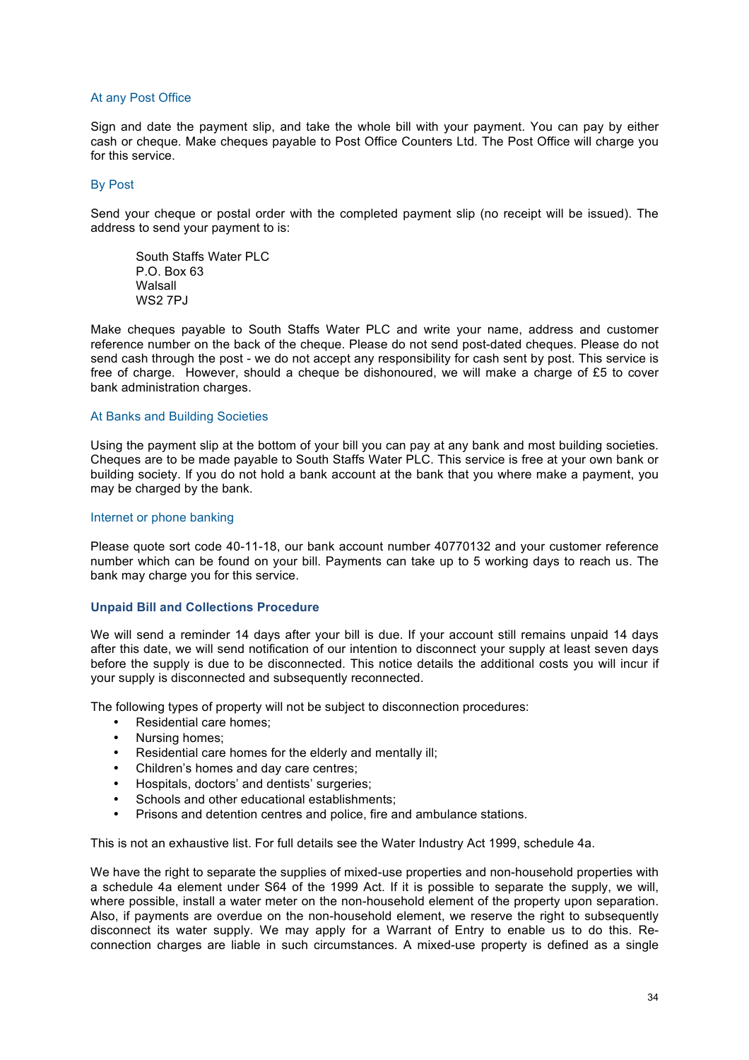### At any Post Office

Sign and date the payment slip, and take the whole bill with your payment. You can pay by either cash or cheque. Make cheques payable to Post Office Counters Ltd. The Post Office will charge you for this service.

### By Post

Send your cheque or postal order with the completed payment slip (no receipt will be issued). The address to send your payment to is:

South Staffs Water PLC  
P.O. Box 63  
Walsall  
WS2 7PJ

Make cheques payable to South Staffs Water PLC and write your name, address and customer reference number on the back of the cheque. Please do not send post-dated cheques. Please do not send cash through the post - we do not accept any responsibility for cash sent by post. This service is free of charge. However, should a cheque be dishonoured, we will make a charge of £5 to cover bank administration charges.

### At Banks and Building Societies

Using the payment slip at the bottom of your bill you can pay at any bank and most building societies. Cheques are to be made payable to South Staffs Water PLC. This service is free at your own bank or building society. If you do not hold a bank account at the bank that you where make a payment, you may be charged by the bank.

### Internet or phone banking

Please quote sort code 40-11-18, our bank account number 40770132 and your customer reference number which can be found on your bill. Payments can take up to 5 working days to reach us. The bank may charge you for this service.

## Unpaid Bill and Collections Procedure

We will send a reminder 14 days after your bill is due. If your account still remains unpaid 14 days after this date, we will send notification of our intention to disconnect your supply at least seven days before the supply is due to be disconnected. This notice details the additional costs you will incur if your supply is disconnected and subsequently reconnected.

The following types of property will not be subject to disconnection procedures:

- Residential care homes;
- Nursing homes;
- Residential care homes for the elderly and mentally ill;
- Children's homes and day care centres;
- Hospitals, doctors' and dentists' surgeries;
- Schools and other educational establishments;
- Prisons and detention centres and police, fire and ambulance stations.

This is not an exhaustive list. For full details see the Water Industry Act 1999, schedule 4a.

We have the right to separate the supplies of mixed-use properties and non-household properties with a schedule 4a element under S64 of the 1999 Act. If it is possible to separate the supply, we will, where possible, install a water meter on the non-household element of the property upon separation. Also, if payments are overdue on the non-household element, we reserve the right to subsequently disconnect its water supply. We may apply for a Warrant of Entry to enable us to do this. Re-connection charges are liable in such circumstances. A mixed-use property is defined as a single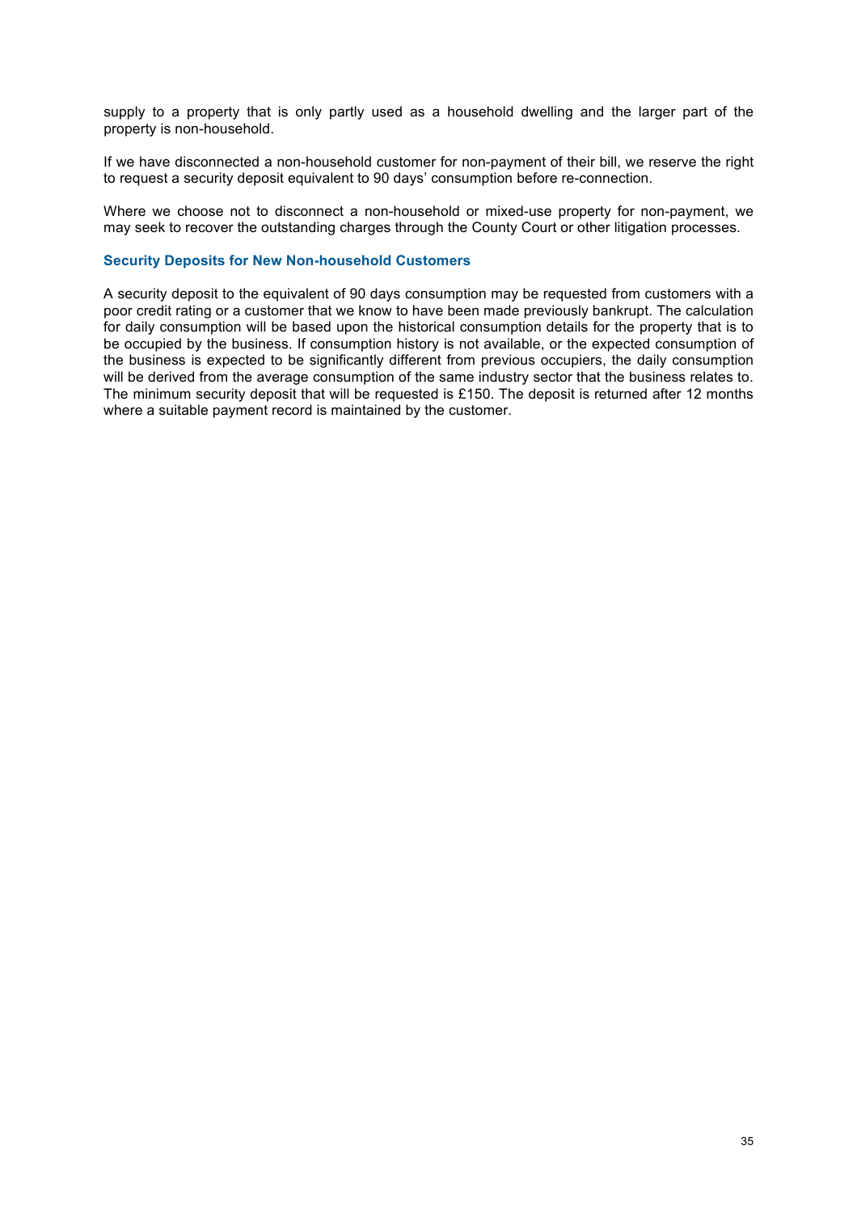supply to a property that is only partly used as a household dwelling and the larger part of the property is non-household.

If we have disconnected a non-household customer for non-payment of their bill, we reserve the right to request a security deposit equivalent to 90 days' consumption before re-connection.

Where we choose not to disconnect a non-household or mixed-use property for non-payment, we may seek to recover the outstanding charges through the County Court or other litigation processes.

### Security Deposits for New Non-household Customers

A security deposit to the equivalent of 90 days consumption may be requested from customers with a poor credit rating or a customer that we know to have been made previously bankrupt. The calculation for daily consumption will be based upon the historical consumption details for the property that is to be occupied by the business. If consumption history is not available, or the expected consumption of the business is expected to be significantly different from previous occupiers, the daily consumption will be derived from the average consumption of the same industry sector that the business relates to. The minimum security deposit that will be requested is £150. The deposit is returned after 12 months where a suitable payment record is maintained by the customer.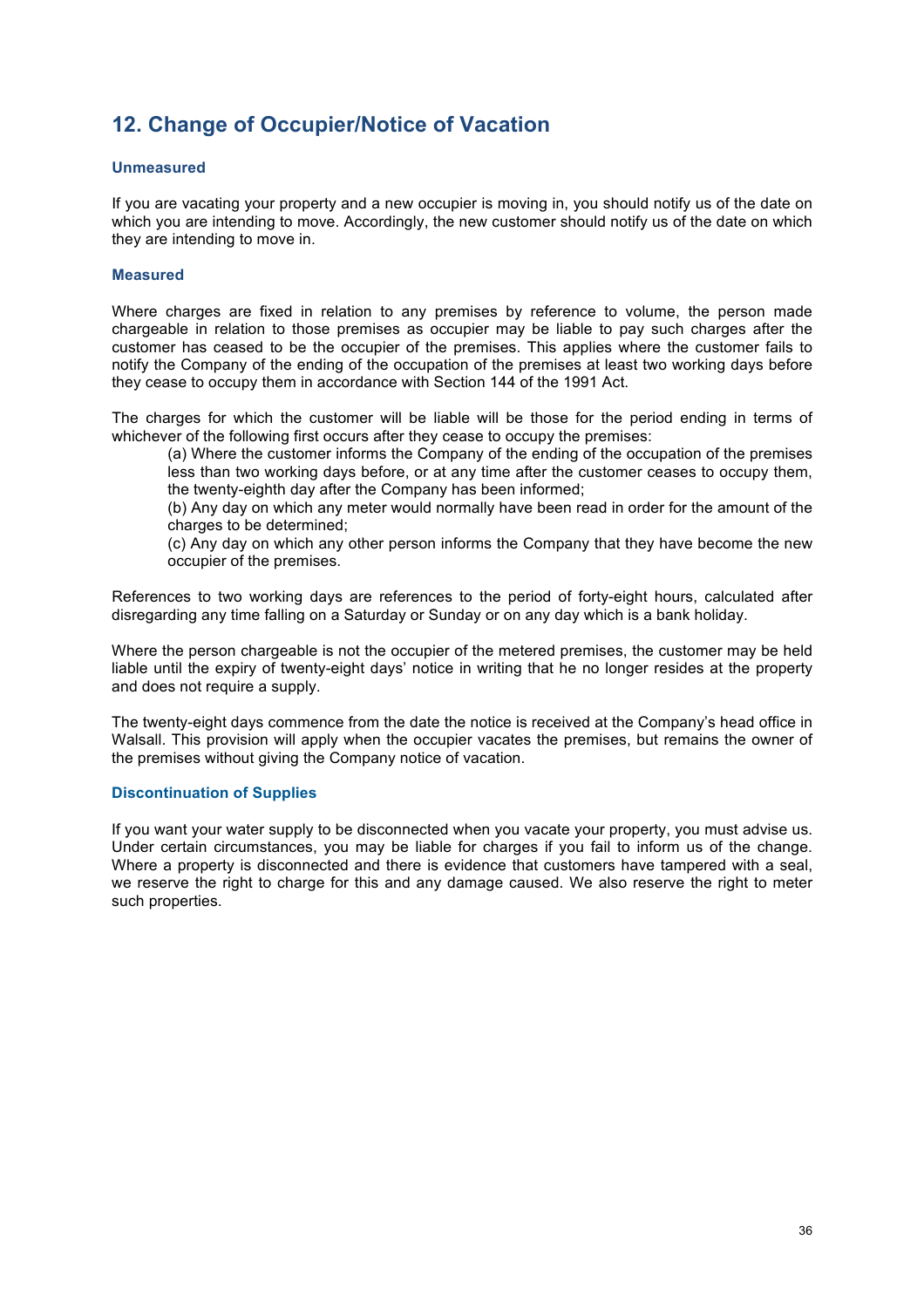## 12. Change of Occupier/Notice of Vacation

### Unmeasured

If you are vacating your property and a new occupier is moving in, you should notify us of the date on which you are intending to move. Accordingly, the new customer should notify us of the date on which they are intending to move in.

### Measured

Where charges are fixed in relation to any premises by reference to volume, the person made chargeable in relation to those premises as occupier may be liable to pay such charges after the customer has ceased to be the occupier of the premises. This applies where the customer fails to notify the Company of the ending of the occupation of the premises at least two working days before they cease to occupy them in accordance with Section 144 of the 1991 Act.

The charges for which the customer will be liable will be those for the period ending in terms of whichever of the following first occurs after they cease to occupy the premises:

(a) Where the customer informs the Company of the ending of the occupation of the premises less than two working days before, or at any time after the customer ceases to occupy them, the twenty-eighth day after the Company has been informed;

(b) Any day on which any meter would normally have been read in order for the amount of the charges to be determined;

(c) Any day on which any other person informs the Company that they have become the new occupier of the premises.

References to two working days are references to the period of forty-eight hours, calculated after disregarding any time falling on a Saturday or Sunday or on any day which is a bank holiday.

Where the person chargeable is not the occupier of the metered premises, the customer may be held liable until the expiry of twenty-eight days' notice in writing that he no longer resides at the property and does not require a supply.

The twenty-eight days commence from the date the notice is received at the Company's head office in Walsall. This provision will apply when the occupier vacates the premises, but remains the owner of the premises without giving the Company notice of vacation.

### Discontinuation of Supplies

If you want your water supply to be disconnected when you vacate your property, you must advise us. Under certain circumstances, you may be liable for charges if you fail to inform us of the change. Where a property is disconnected and there is evidence that customers have tampered with a seal, we reserve the right to charge for this and any damage caused. We also reserve the right to meter such properties.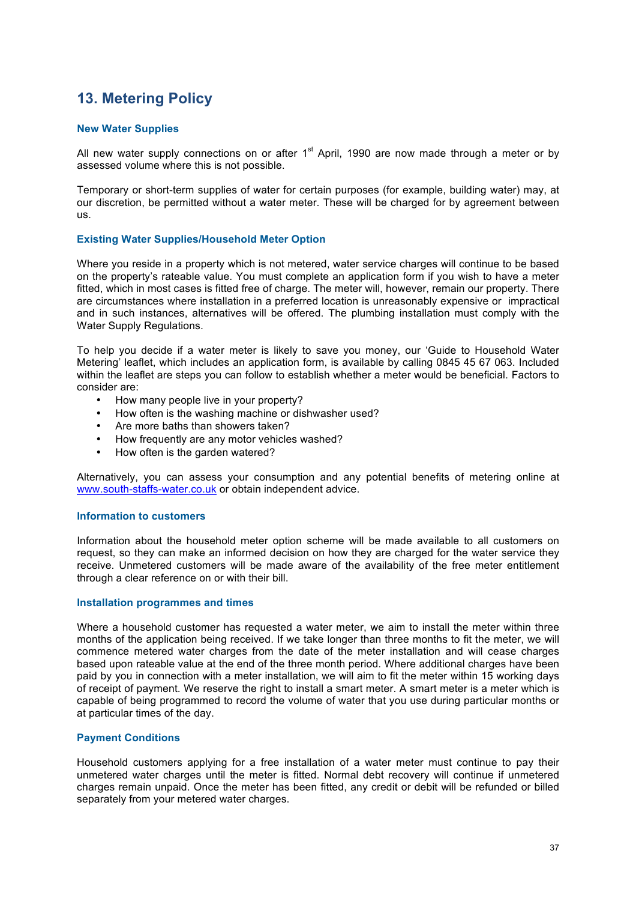## 13. Metering Policy

### New Water Supplies

All new water supply connections on or after 1st April, 1990 are now made through a meter or by assessed volume where this is not possible.

Temporary or short-term supplies of water for certain purposes (for example, building water) may, at our discretion, be permitted without a water meter. These will be charged for by agreement between us.

### Existing Water Supplies/Household Meter Option

Where you reside in a property which is not metered, water service charges will continue to be based on the property's rateable value. You must complete an application form if you wish to have a meter fitted, which in most cases is fitted free of charge. The meter will, however, remain our property. There are circumstances where installation in a preferred location is unreasonably expensive or impractical and in such instances, alternatives will be offered. The plumbing installation must comply with the Water Supply Regulations.

To help you decide if a water meter is likely to save you money, our 'Guide to Household Water Metering' leaflet, which includes an application form, is available by calling 0845 45 67 063. Included within the leaflet are steps you can follow to establish whether a meter would be beneficial. Factors to consider are:

- How many people live in your property?
- How often is the washing machine or dishwasher used?
- Are more baths than showers taken?
- How frequently are any motor vehicles washed?
- How often is the garden watered?

Alternatively, you can assess your consumption and any potential benefits of metering online at www.south-staffs-water.co.uk or obtain independent advice.

### Information to customers

Information about the household meter option scheme will be made available to all customers on request, so they can make an informed decision on how they are charged for the water service they receive. Unmetered customers will be made aware of the availability of the free meter entitlement through a clear reference on or with their bill.

### Installation programmes and times

Where a household customer has requested a water meter, we aim to install the meter within three months of the application being received. If we take longer than three months to fit the meter, we will commence metered water charges from the date of the meter installation and will cease charges based upon rateable value at the end of the three month period. Where additional charges have been paid by you in connection with a meter installation, we will aim to fit the meter within 15 working days of receipt of payment. We reserve the right to install a smart meter. A smart meter is a meter which is capable of being programmed to record the volume of water that you use during particular months or at particular times of the day.

### Payment Conditions

Household customers applying for a free installation of a water meter must continue to pay their unmetered water charges until the meter is fitted. Normal debt recovery will continue if unmetered charges remain unpaid. Once the meter has been fitted, any credit or debit will be refunded or billed separately from your metered water charges.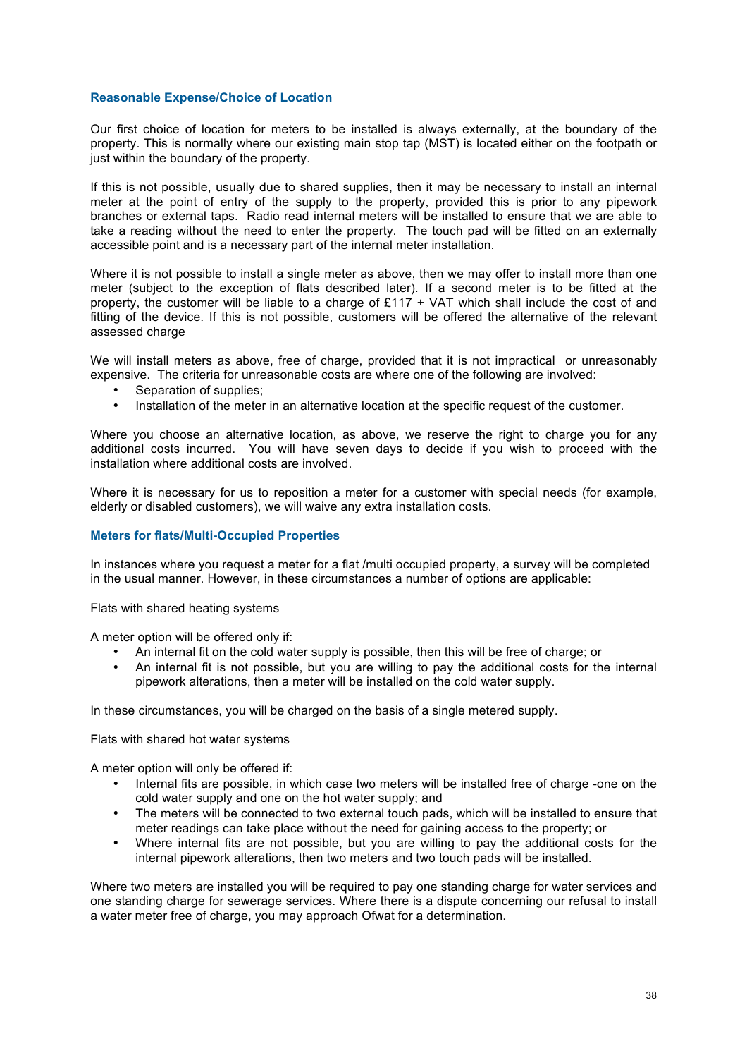## Reasonable Expense/Choice of Location

Our first choice of location for meters to be installed is always externally, at the boundary of the property. This is normally where our existing main stop tap (MST) is located either on the footpath or just within the boundary of the property.

If this is not possible, usually due to shared supplies, then it may be necessary to install an internal meter at the point of entry of the supply to the property, provided this is prior to any pipework branches or external taps. Radio read internal meters will be installed to ensure that we are able to take a reading without the need to enter the property. The touch pad will be fitted on an externally accessible point and is a necessary part of the internal meter installation.

Where it is not possible to install a single meter as above, then we may offer to install more than one meter (subject to the exception of flats described later). If a second meter is to be fitted at the property, the customer will be liable to a charge of £117 + VAT which shall include the cost of and fitting of the device. If this is not possible, customers will be offered the alternative of the relevant assessed charge

We will install meters as above, free of charge, provided that it is not impractical or unreasonably expensive. The criteria for unreasonable costs are where one of the following are involved:

- Separation of supplies;
- Installation of the meter in an alternative location at the specific request of the customer.

Where you choose an alternative location, as above, we reserve the right to charge you for any additional costs incurred. You will have seven days to decide if you wish to proceed with the installation where additional costs are involved.

Where it is necessary for us to reposition a meter for a customer with special needs (for example, elderly or disabled customers), we will waive any extra installation costs.

## Meters for flats/Multi-Occupied Properties

In instances where you request a meter for a flat /multi occupied property, a survey will be completed in the usual manner. However, in these circumstances a number of options are applicable:

Flats with shared heating systems

A meter option will be offered only if:

- An internal fit on the cold water supply is possible, then this will be free of charge; or
- An internal fit is not possible, but you are willing to pay the additional costs for the internal pipework alterations, then a meter will be installed on the cold water supply.

In these circumstances, you will be charged on the basis of a single metered supply.

Flats with shared hot water systems

A meter option will only be offered if:

- Internal fits are possible, in which case two meters will be installed free of charge -one on the cold water supply and one on the hot water supply; and
- The meters will be connected to two external touch pads, which will be installed to ensure that meter readings can take place without the need for gaining access to the property; or
- Where internal fits are not possible, but you are willing to pay the additional costs for the internal pipework alterations, then two meters and two touch pads will be installed.

Where two meters are installed you will be required to pay one standing charge for water services and one standing charge for sewerage services. Where there is a dispute concerning our refusal to install a water meter free of charge, you may approach Ofwat for a determination.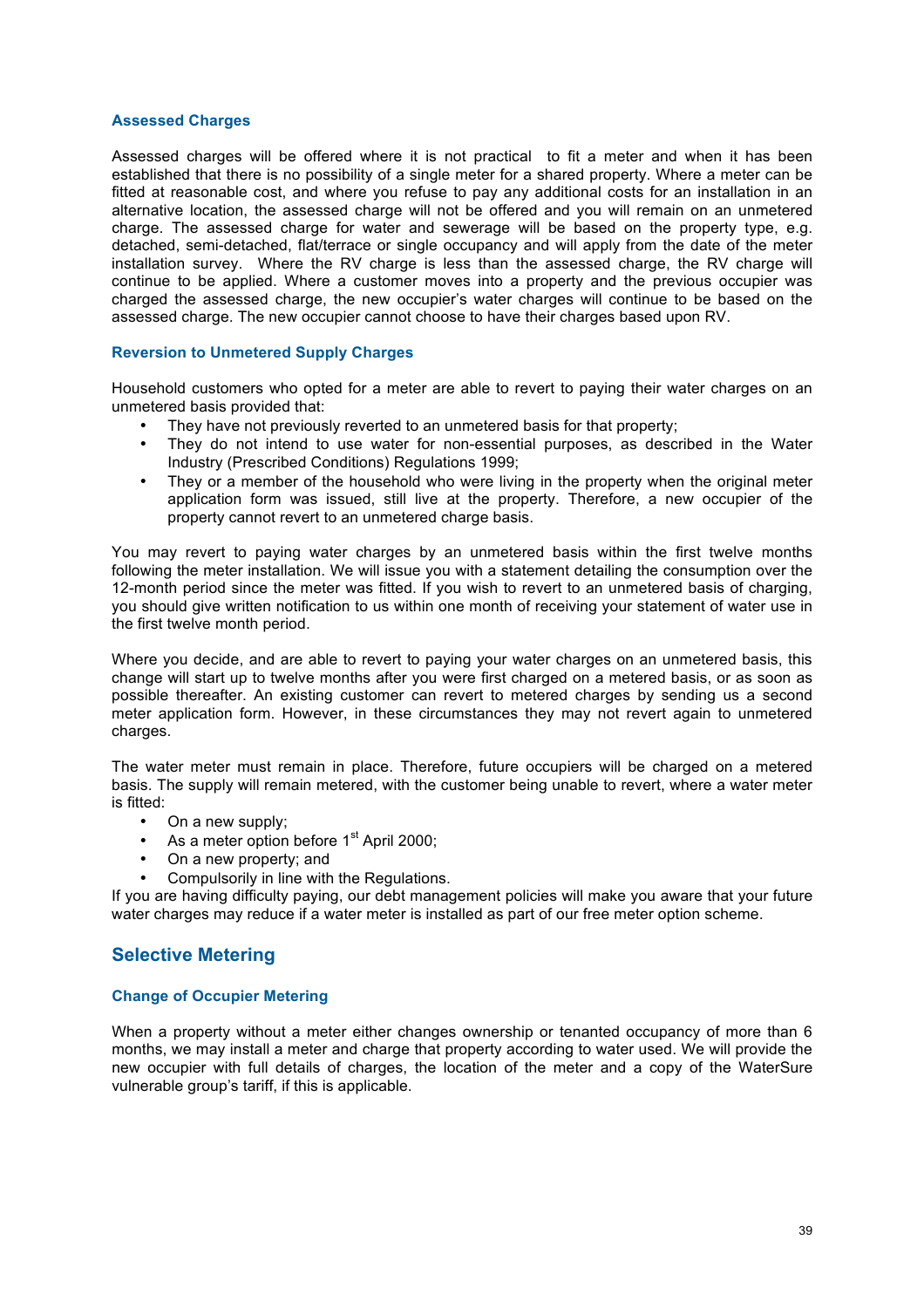### Assessed Charges

Assessed charges will be offered where it is not practical to fit a meter and when it has been established that there is no possibility of a single meter for a shared property. Where a meter can be fitted at reasonable cost, and where you refuse to pay any additional costs for an installation in an alternative location, the assessed charge will not be offered and you will remain on an unmetered charge. The assessed charge for water and sewerage will be based on the property type, e.g. detached, semi-detached, flat/terrace or single occupancy and will apply from the date of the meter installation survey. Where the RV charge is less than the assessed charge, the RV charge will continue to be applied. Where a customer moves into a property and the previous occupier was charged the assessed charge, the new occupier's water charges will continue to be based on the assessed charge. The new occupier cannot choose to have their charges based upon RV.

### Reversion to Unmetered Supply Charges

Household customers who opted for a meter are able to revert to paying their water charges on an unmetered basis provided that:

- They have not previously reverted to an unmetered basis for that property;
- They do not intend to use water for non-essential purposes, as described in the Water Industry (Prescribed Conditions) Regulations 1999;
- They or a member of the household who were living in the property when the original meter application form was issued, still live at the property. Therefore, a new occupier of the property cannot revert to an unmetered charge basis.

You may revert to paying water charges by an unmetered basis within the first twelve months following the meter installation. We will issue you with a statement detailing the consumption over the 12-month period since the meter was fitted. If you wish to revert to an unmetered basis of charging, you should give written notification to us within one month of receiving your statement of water use in the first twelve month period.

Where you decide, and are able to revert to paying your water charges on an unmetered basis, this change will start up to twelve months after you were first charged on a metered basis, or as soon as possible thereafter. An existing customer can revert to metered charges by sending us a second meter application form. However, in these circumstances they may not revert again to unmetered charges.

The water meter must remain in place. Therefore, future occupiers will be charged on a metered basis. The supply will remain metered, with the customer being unable to revert, where a water meter is fitted:

- On a new supply;
- As a meter option before 1st April 2000;
- On a new property; and
- Compulsorily in line with the Regulations.

If you are having difficulty paying, our debt management policies will make you aware that your future water charges may reduce if a water meter is installed as part of our free meter option scheme.

## Selective Metering

### Change of Occupier Metering

When a property without a meter either changes ownership or tenanted occupancy of more than 6 months, we may install a meter and charge that property according to water used. We will provide the new occupier with full details of charges, the location of the meter and a copy of the WaterSure vulnerable group's tariff, if this is applicable.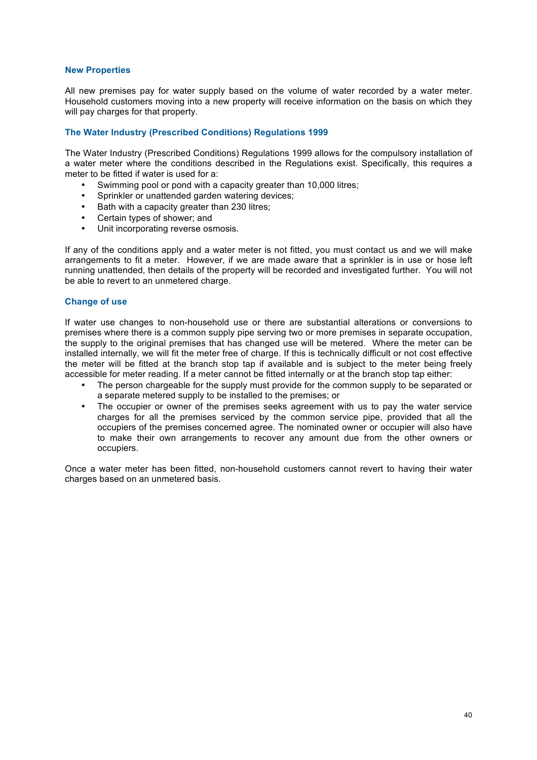### New Properties

All new premises pay for water supply based on the volume of water recorded by a water meter. Household customers moving into a new property will receive information on the basis on which they will pay charges for that property.

### The Water Industry (Prescribed Conditions) Regulations 1999

The Water Industry (Prescribed Conditions) Regulations 1999 allows for the compulsory installation of a water meter where the conditions described in the Regulations exist. Specifically, this requires a meter to be fitted if water is used for a:

- Swimming pool or pond with a capacity greater than 10,000 litres;
- Sprinkler or unattended garden watering devices;
- Bath with a capacity greater than 230 litres;
- Certain types of shower; and
- Unit incorporating reverse osmosis.

If any of the conditions apply and a water meter is not fitted, you must contact us and we will make arrangements to fit a meter. However, if we are made aware that a sprinkler is in use or hose left running unattended, then details of the property will be recorded and investigated further. You will not be able to revert to an unmetered charge.

### Change of use

If water use changes to non-household use or there are substantial alterations or conversions to premises where there is a common supply pipe serving two or more premises in separate occupation, the supply to the original premises that has changed use will be metered. Where the meter can be installed internally, we will fit the meter free of charge. If this is technically difficult or not cost effective the meter will be fitted at the branch stop tap if available and is subject to the meter being freely accessible for meter reading. If a meter cannot be fitted internally or at the branch stop tap either:

- The person chargeable for the supply must provide for the common supply to be separated or a separate metered supply to be installed to the premises; or
- The occupier or owner of the premises seeks agreement with us to pay the water service charges for all the premises serviced by the common service pipe, provided that all the occupiers of the premises concerned agree. The nominated owner or occupier will also have to make their own arrangements to recover any amount due from the other owners or occupiers.

Once a water meter has been fitted, non-household customers cannot revert to having their water charges based on an unmetered basis.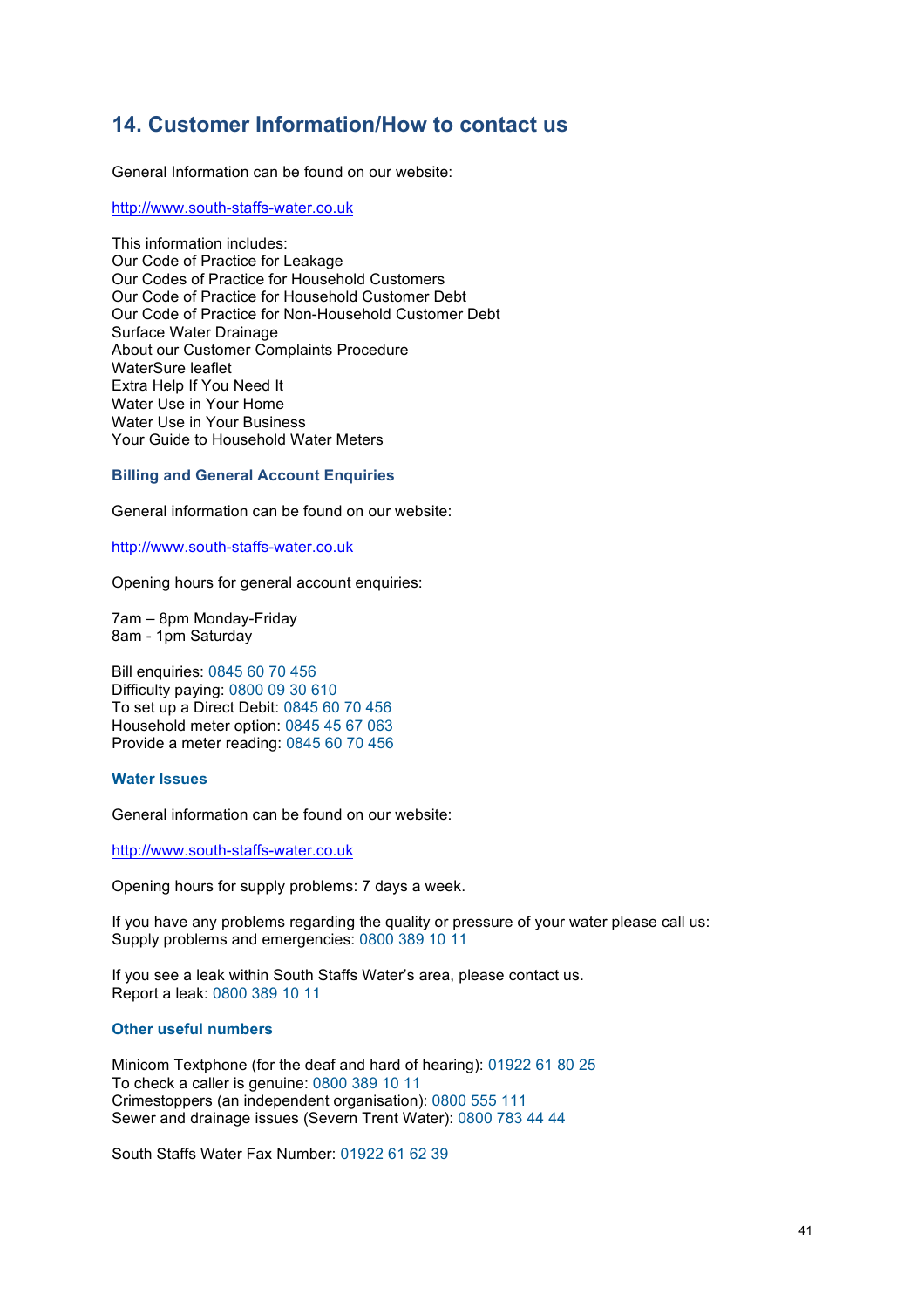## 14. Customer Information/How to contact us

General Information can be found on our website:

http://www.south-staffs-water.co.uk

This information includes:
Our Code of Practice for Leakage
Our Codes of Practice for Household Customers
Our Code of Practice for Household Customer Debt
Our Code of Practice for Non-Household Customer Debt
Surface Water Drainage
About our Customer Complaints Procedure
WaterSure leaflet
Extra Help If You Need It
Water Use in Your Home
Water Use in Your Business
Your Guide to Household Water Meters

### Billing and General Account Enquiries

General information can be found on our website:

http://www.south-staffs-water.co.uk

Opening hours for general account enquiries:

7am – 8pm Monday-Friday
8am - 1pm Saturday

Bill enquiries: 0845 60 70 456
Difficulty paying: 0800 09 30 610
To set up a Direct Debit: 0845 60 70 456
Household meter option: 0845 45 67 063
Provide a meter reading: 0845 60 70 456

### Water Issues

General information can be found on our website:

http://www.south-staffs-water.co.uk

Opening hours for supply problems: 7 days a week.

If you have any problems regarding the quality or pressure of your water please call us:
Supply problems and emergencies: 0800 389 10 11

If you see a leak within South Staffs Water's area, please contact us.
Report a leak: 0800 389 10 11

### Other useful numbers

Minicom Textphone (for the deaf and hard of hearing): 01922 61 80 25
To check a caller is genuine: 0800 389 10 11
Crimestoppers (an independent organisation): 0800 555 111
Sewer and drainage issues (Severn Trent Water): 0800 783 44 44

South Staffs Water Fax Number: 01922 61 62 39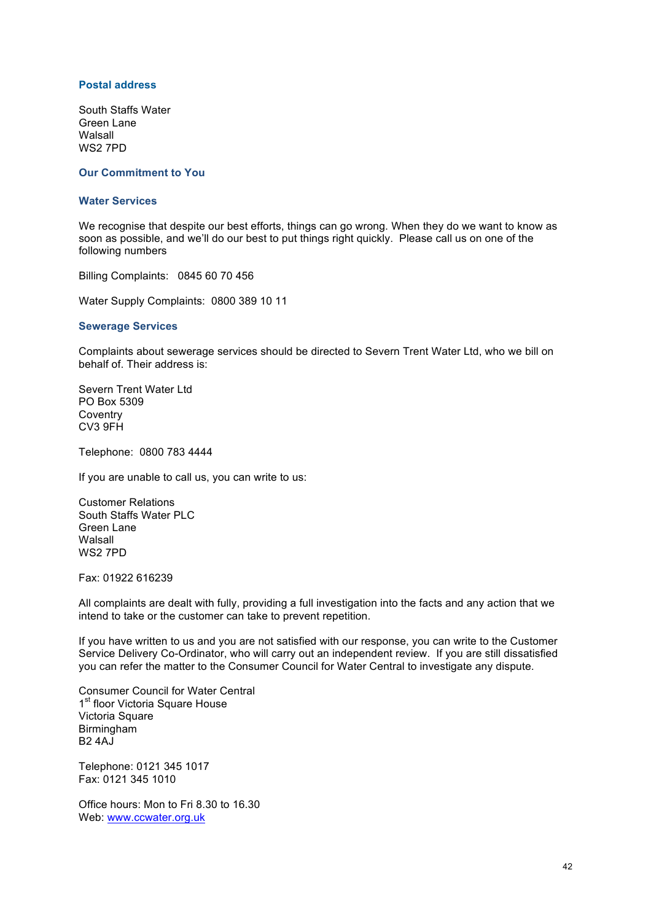### Postal address

South Staffs Water
Green Lane
Walsall
WS2 7PD

### Our Commitment to You

### Water Services

We recognise that despite our best efforts, things can go wrong. When they do we want to know as soon as possible, and we'll do our best to put things right quickly. Please call us on one of the following numbers

Billing Complaints: 0845 60 70 456

Water Supply Complaints: 0800 389 10 11

### Sewerage Services

Complaints about sewerage services should be directed to Severn Trent Water Ltd, who we bill on behalf of. Their address is:

Severn Trent Water Ltd
PO Box 5309
Coventry
CV3 9FH

Telephone: 0800 783 4444

If you are unable to call us, you can write to us:

Customer Relations
South Staffs Water PLC
Green Lane
Walsall
WS2 7PD

Fax: 01922 616239

All complaints are dealt with fully, providing a full investigation into the facts and any action that we intend to take or the customer can take to prevent repetition.

If you have written to us and you are not satisfied with our response, you can write to the Customer Service Delivery Co-Ordinator, who will carry out an independent review. If you are still dissatisfied you can refer the matter to the Consumer Council for Water Central to investigate any dispute.

Consumer Council for Water Central
1st floor Victoria Square House
Victoria Square
Birmingham
B2 4AJ

Telephone: 0121 345 1017
Fax: 0121 345 1010

Office hours: Mon to Fri 8.30 to 16.30
Web: www.ccwater.org.uk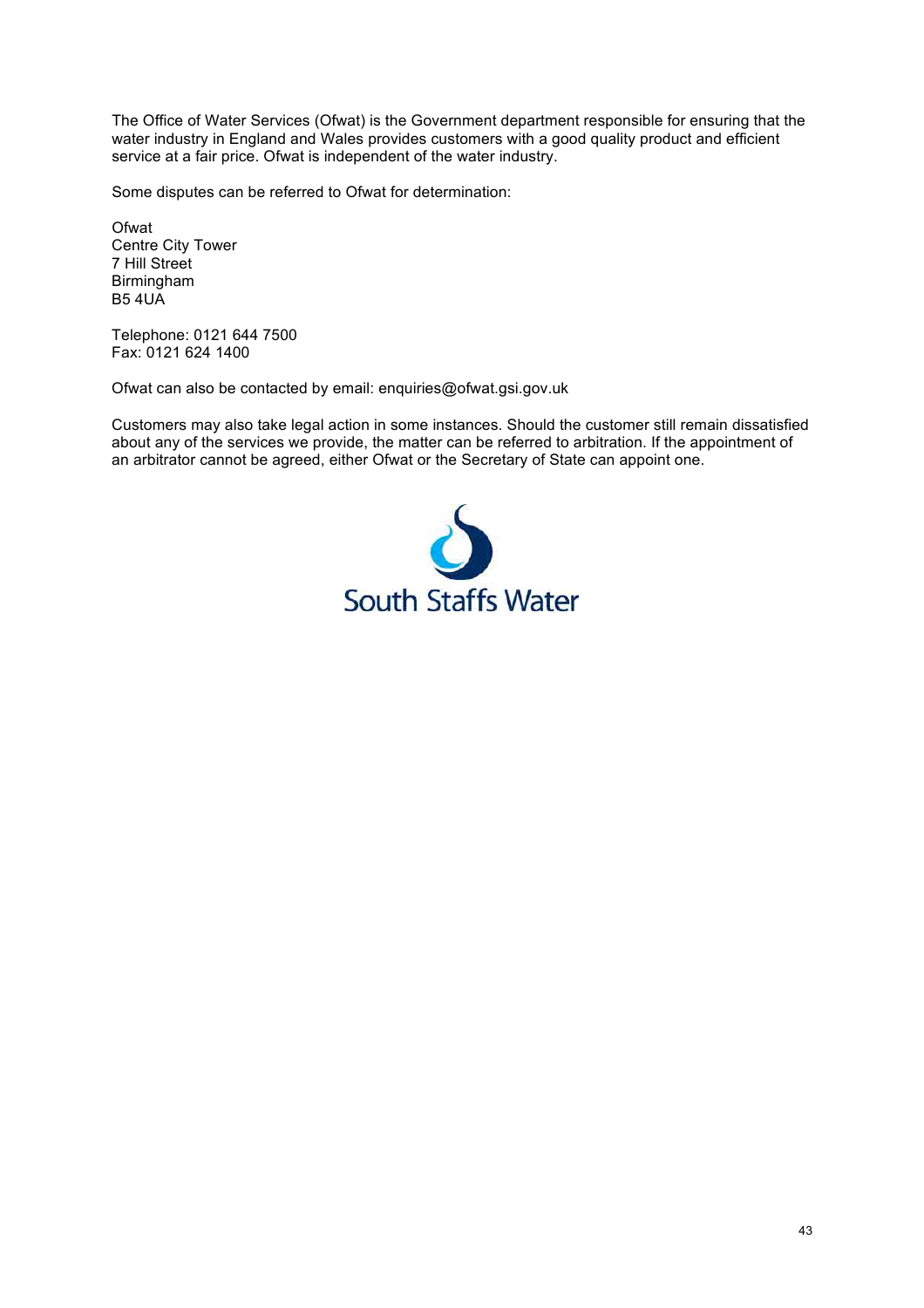The Office of Water Services (Ofwat) is the Government department responsible for ensuring that the water industry in England and Wales provides customers with a good quality product and efficient service at a fair price. Ofwat is independent of the water industry.

Some disputes can be referred to Ofwat for determination:

Ofwat
Centre City Tower
7 Hill Street
Birmingham
B5 4UA

Telephone: 0121 644 7500
Fax: 0121 624 1400

Ofwat can also be contacted by email: enquiries@ofwat.gsi.gov.uk

Customers may also take legal action in some instances. Should the customer still remain dissatisfied about any of the services we provide, the matter can be referred to arbitration. If the appointment of an arbitrator cannot be agreed, either Ofwat or the Secretary of State can appoint one.

South Staffs Water